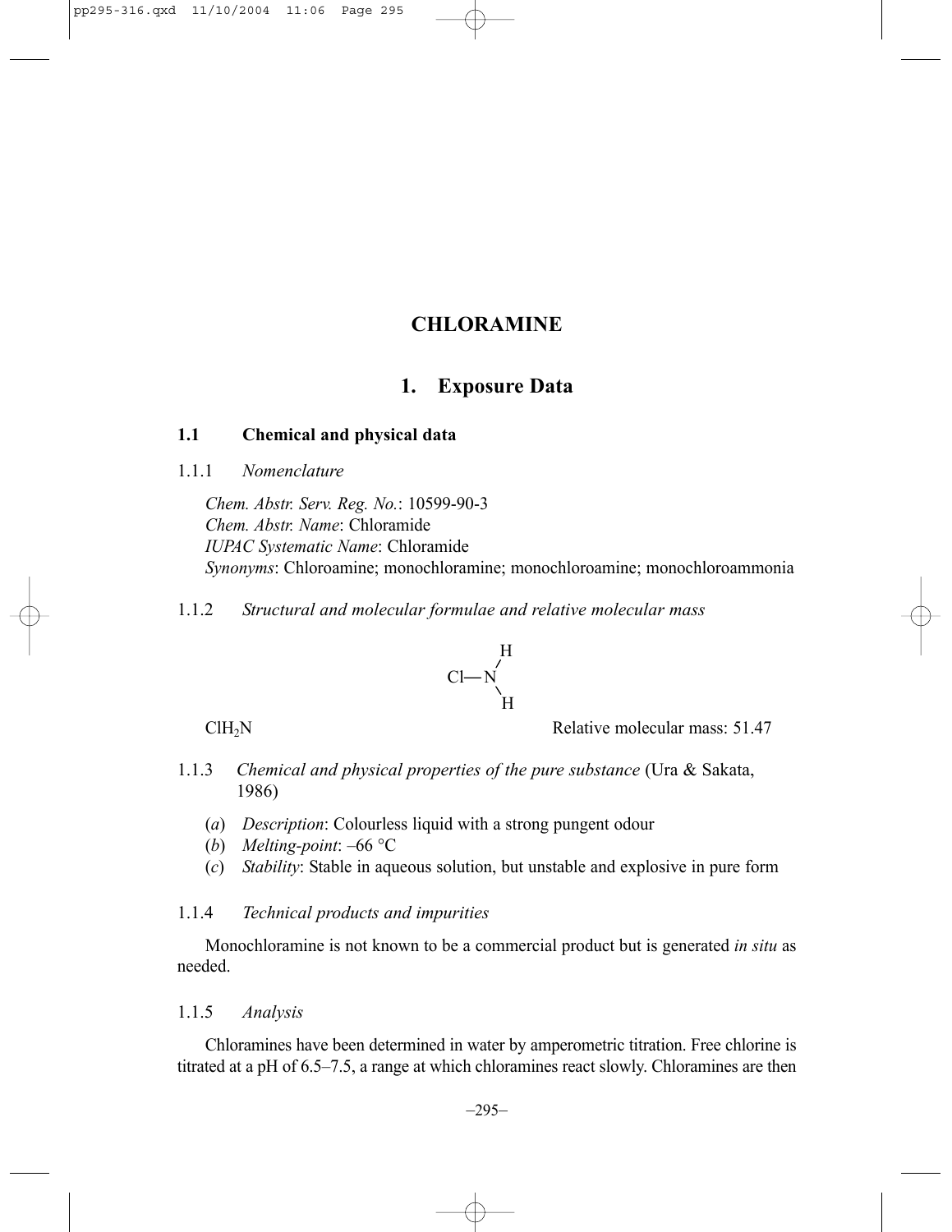# CHLORAMINE

## 1. Exposure Data

### 1.1 Chemical and physical data

#### 1.1.1 *Nomenclature*

*Chem. Abstr. Serv. Reg. No.*: 10599-90-3
*Chem. Abstr. Name*: Chloramide
*IUPAC Systematic Name*: Chloramide
*Synonyms*: Chloroamine; monochloramine; monochloroamine; monochloroammonia

#### 1.1.2 *Structural and molecular formulae and relative molecular mass*

$$Cl{-}NH_2$$

$ClH_2N$ Relative molecular mass: 51.47

#### 1.1.3 *Chemical and physical properties of the pure substance* (Ura & Sakata, 1986)

(*a*) *Description*: Colourless liquid with a strong pungent odour
(*b*) *Melting-point*: –66 °C
(*c*) *Stability*: Stable in aqueous solution, but unstable and explosive in pure form

#### 1.1.4 *Technical products and impurities*

Monochloramine is not known to be a commercial product but is generated *in situ* as needed.

#### 1.1.5 *Analysis*

Chloramines have been determined in water by amperometric titration. Free chlorine is titrated at a pH of 6.5–7.5, a range at which chloramines react slowly. Chloramines are then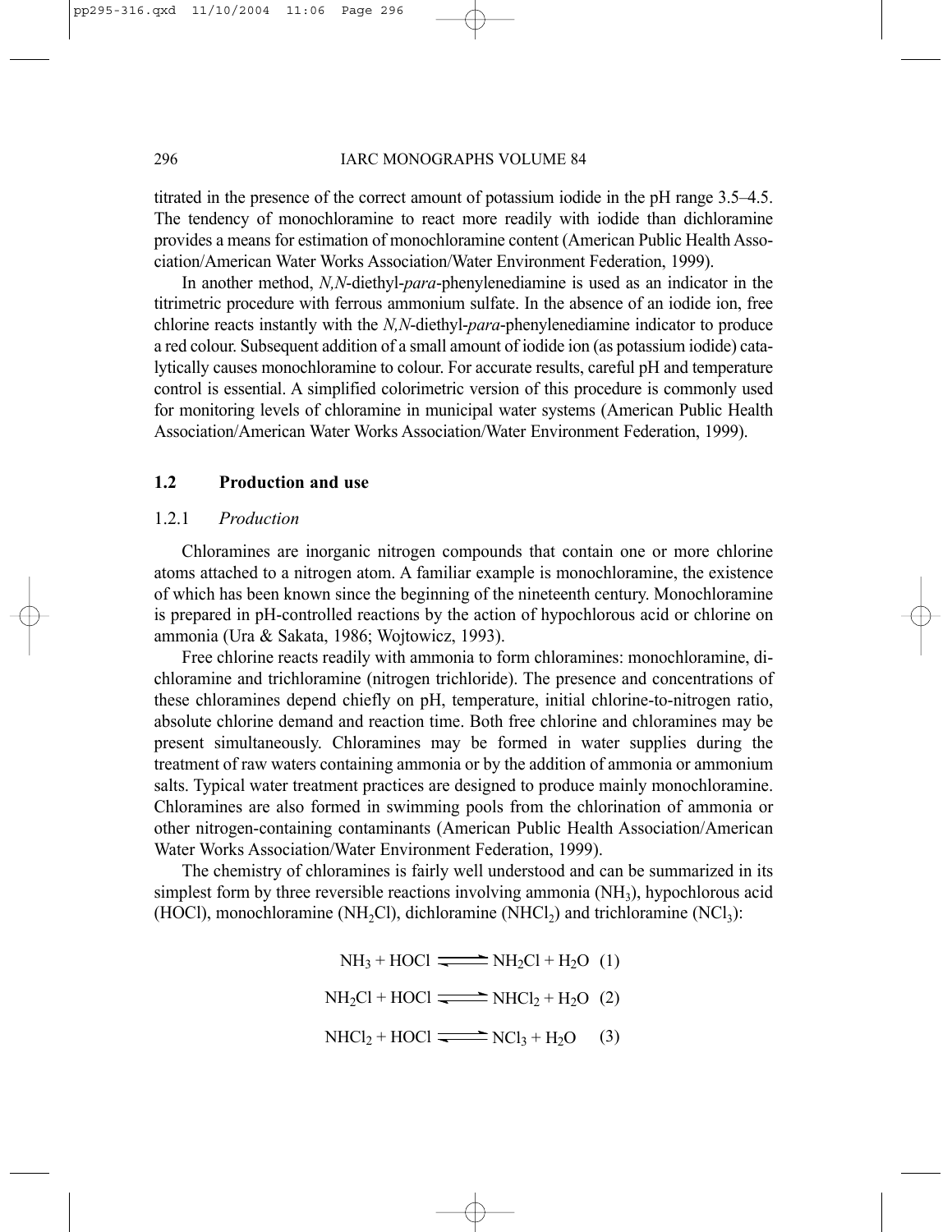titrated in the presence of the correct amount of potassium iodide in the pH range 3.5–4.5. The tendency of monochloramine to react more readily with iodide than dichloramine provides a means for estimation of monochloramine content (American Public Health Association/American Water Works Association/Water Environment Federation, 1999).

In another method, *N,N*-diethyl-*para*-phenylenediamine is used as an indicator in the titrimetric procedure with ferrous ammonium sulfate. In the absence of an iodide ion, free chlorine reacts instantly with the *N,N*-diethyl-*para*-phenylenediamine indicator to produce a red colour. Subsequent addition of a small amount of iodide ion (as potassium iodide) catalytically causes monochloramine to colour. For accurate results, careful pH and temperature control is essential. A simplified colorimetric version of this procedure is commonly used for monitoring levels of chloramine in municipal water systems (American Public Health Association/American Water Works Association/Water Environment Federation, 1999).

## 1.2 Production and use

### 1.2.1 *Production*

Chloramines are inorganic nitrogen compounds that contain one or more chlorine atoms attached to a nitrogen atom. A familiar example is monochloramine, the existence of which has been known since the beginning of the nineteenth century. Monochloramine is prepared in pH-controlled reactions by the action of hypochlorous acid or chlorine on ammonia (Ura & Sakata, 1986; Wojtowicz, 1993).

Free chlorine reacts readily with ammonia to form chloramines: monochloramine, dichloramine and trichloramine (nitrogen trichloride). The presence and concentrations of these chloramines depend chiefly on pH, temperature, initial chlorine-to-nitrogen ratio, absolute chlorine demand and reaction time. Both free chlorine and chloramines may be present simultaneously. Chloramines may be formed in water supplies during the treatment of raw waters containing ammonia or by the addition of ammonia or ammonium salts. Typical water treatment practices are designed to produce mainly monochloramine. Chloramines are also formed in swimming pools from the chlorination of ammonia or other nitrogen-containing contaminants (American Public Health Association/American Water Works Association/Water Environment Federation, 1999).

The chemistry of chloramines is fairly well understood and can be summarized in its simplest form by three reversible reactions involving ammonia ($NH_3$), hypochlorous acid (HOCl), monochloramine ($NH_2Cl$), dichloramine ($NHCl_2$) and trichloramine ($NCl_3$):

$$NH_3 + HOCl \rightleftharpoons NH_2Cl + H_2O \quad (1)$$

$$NH_2Cl + HOCl \rightleftharpoons NHCl_2 + H_2O \quad (2)$$

$$NHCl_2 + HOCl \rightleftharpoons NCl_3 + H_2O \quad (3)$$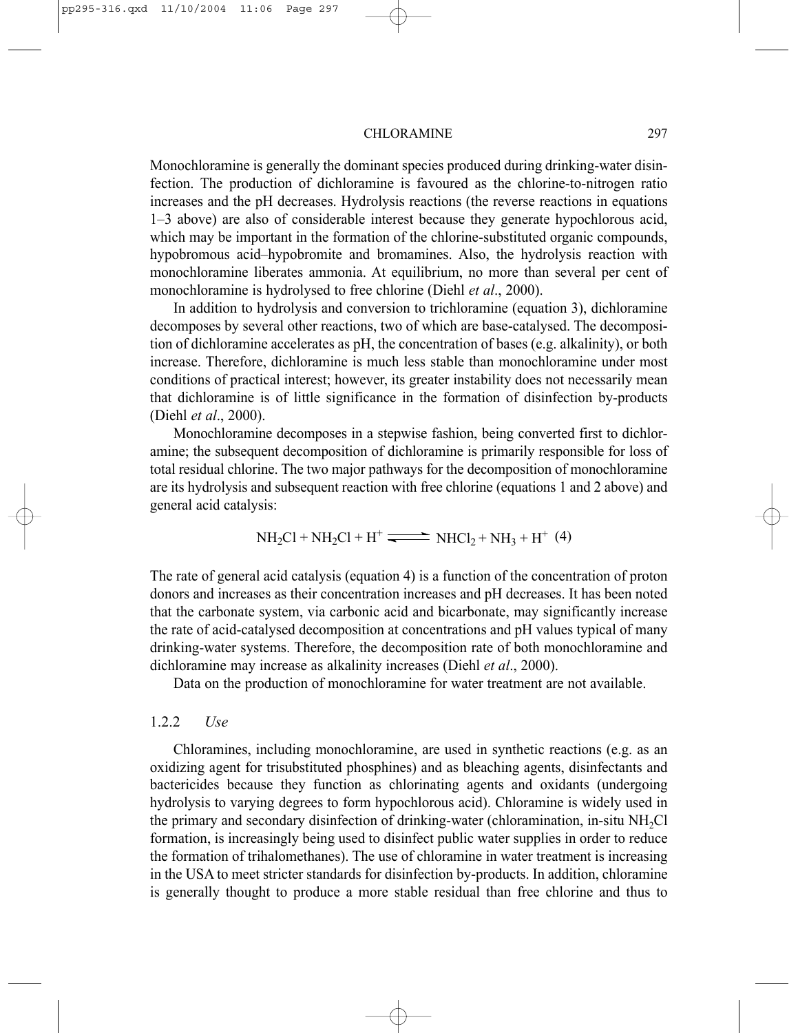Monochloramine is generally the dominant species produced during drinking-water disinfection. The production of dichloramine is favoured as the chlorine-to-nitrogen ratio increases and the pH decreases. Hydrolysis reactions (the reverse reactions in equations 1–3 above) are also of considerable interest because they generate hypochlorous acid, which may be important in the formation of the chlorine-substituted organic compounds, hypobromous acid–hypobromite and bromamines. Also, the hydrolysis reaction with monochloramine liberates ammonia. At equilibrium, no more than several per cent of monochloramine is hydrolysed to free chlorine (Diehl *et al*., 2000).

In addition to hydrolysis and conversion to trichloramine (equation 3), dichloramine decomposes by several other reactions, two of which are base-catalysed. The decomposition of dichloramine accelerates as pH, the concentration of bases (e.g. alkalinity), or both increase. Therefore, dichloramine is much less stable than monochloramine under most conditions of practical interest; however, its greater instability does not necessarily mean that dichloramine is of little significance in the formation of disinfection by-products (Diehl *et al*., 2000).

Monochloramine decomposes in a stepwise fashion, being converted first to dichloramine; the subsequent decomposition of dichloramine is primarily responsible for loss of total residual chlorine. The two major pathways for the decomposition of monochloramine are its hydrolysis and subsequent reaction with free chlorine (equations 1 and 2 above) and general acid catalysis:

$$NH_2Cl + NH_2Cl + H^+ \rightleftharpoons NHCl_2 + NH_3 + H^+ \quad (4)$$

The rate of general acid catalysis (equation 4) is a function of the concentration of proton donors and increases as their concentration increases and pH decreases. It has been noted that the carbonate system, via carbonic acid and bicarbonate, may significantly increase the rate of acid-catalysed decomposition at concentrations and pH values typical of many drinking-water systems. Therefore, the decomposition rate of both monochloramine and dichloramine may increase as alkalinity increases (Diehl *et al*., 2000).

Data on the production of monochloramine for water treatment are not available.

### 1.2.2 *Use*

Chloramines, including monochloramine, are used in synthetic reactions (e.g. as an oxidizing agent for trisubstituted phosphines) and as bleaching agents, disinfectants and bactericides because they function as chlorinating agents and oxidants (undergoing hydrolysis to varying degrees to form hypochlorous acid). Chloramine is widely used in the primary and secondary disinfection of drinking-water (chloramination, in-situ $NH_2Cl$ formation, is increasingly being used to disinfect public water supplies in order to reduce the formation of trihalomethanes). The use of chloramine in water treatment is increasing in the USA to meet stricter standards for disinfection by-products. In addition, chloramine is generally thought to produce a more stable residual than free chlorine and thus to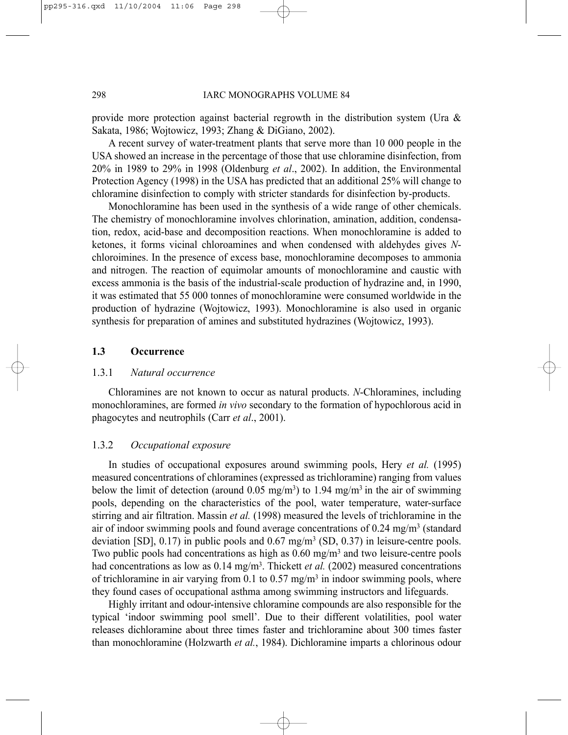provide more protection against bacterial regrowth in the distribution system (Ura & Sakata, 1986; Wojtowicz, 1993; Zhang & DiGiano, 2002).

A recent survey of water-treatment plants that serve more than 10 000 people in the USA showed an increase in the percentage of those that use chloramine disinfection, from 20% in 1989 to 29% in 1998 (Oldenburg *et al*., 2002). In addition, the Environmental Protection Agency (1998) in the USA has predicted that an additional 25% will change to chloramine disinfection to comply with stricter standards for disinfection by-products.

Monochloramine has been used in the synthesis of a wide range of other chemicals. The chemistry of monochloramine involves chlorination, amination, addition, condensation, redox, acid-base and decomposition reactions. When monochloramine is added to ketones, it forms vicinal chloroamines and when condensed with aldehydes gives *N*-chloroimines. In the presence of excess base, monochloramine decomposes to ammonia and nitrogen. The reaction of equimolar amounts of monochloramine and caustic with excess ammonia is the basis of the industrial-scale production of hydrazine and, in 1990, it was estimated that 55 000 tonnes of monochloramine were consumed worldwide in the production of hydrazine (Wojtowicz, 1993). Monochloramine is also used in organic synthesis for preparation of amines and substituted hydrazines (Wojtowicz, 1993).

## 1.3 Occurrence

### 1.3.1 *Natural occurrence*

Chloramines are not known to occur as natural products. *N*-Chloramines, including monochloramines, are formed *in vivo* secondary to the formation of hypochlorous acid in phagocytes and neutrophils (Carr *et al*., 2001).

### 1.3.2 *Occupational exposure*

In studies of occupational exposures around swimming pools, Hery *et al.* (1995) measured concentrations of chloramines (expressed as trichloramine) ranging from values below the limit of detection (around 0.05 mg/m$^3$) to 1.94 mg/m$^3$ in the air of swimming pools, depending on the characteristics of the pool, water temperature, water-surface stirring and air filtration. Massin *et al.* (1998) measured the levels of trichloramine in the air of indoor swimming pools and found average concentrations of 0.24 mg/m$^3$ (standard deviation [SD], 0.17) in public pools and 0.67 mg/m$^3$ (SD, 0.37) in leisure-centre pools. Two public pools had concentrations as high as 0.60 mg/m$^3$ and two leisure-centre pools had concentrations as low as 0.14 mg/m$^3$. Thickett *et al.* (2002) measured concentrations of trichloramine in air varying from 0.1 to 0.57 mg/m$^3$ in indoor swimming pools, where they found cases of occupational asthma among swimming instructors and lifeguards.

Highly irritant and odour-intensive chloramine compounds are also responsible for the typical 'indoor swimming pool smell'. Due to their different volatilities, pool water releases dichloramine about three times faster and trichloramine about 300 times faster than monochloramine (Holzwarth *et al.*, 1984). Dichloramine imparts a chlorinous odour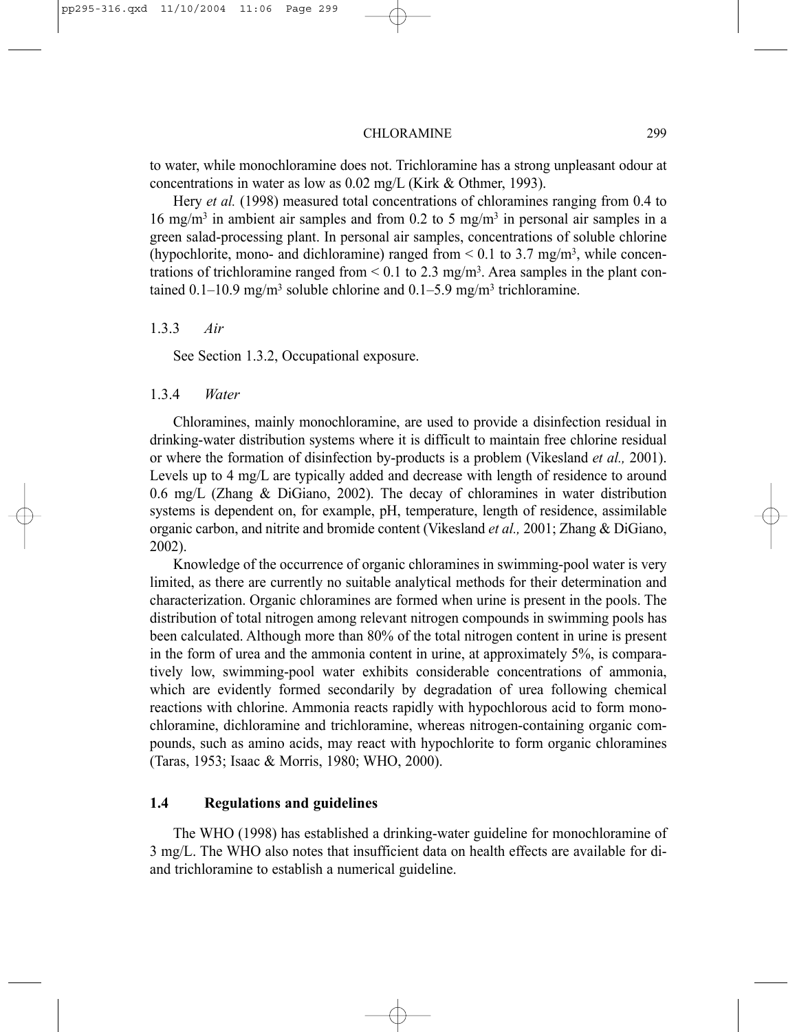to water, while monochloramine does not. Trichloramine has a strong unpleasant odour at concentrations in water as low as 0.02 mg/L (Kirk & Othmer, 1993).

Hery *et al.* (1998) measured total concentrations of chloramines ranging from 0.4 to 16 mg/m$^3$ in ambient air samples and from 0.2 to 5 mg/m$^3$ in personal air samples in a green salad-processing plant. In personal air samples, concentrations of soluble chlorine (hypochlorite, mono- and dichloramine) ranged from < 0.1 to 3.7 mg/m$^3$, while concentrations of trichloramine ranged from < 0.1 to 2.3 mg/m$^3$. Area samples in the plant contained 0.1–10.9 mg/m$^3$ soluble chlorine and 0.1–5.9 mg/m$^3$ trichloramine.

### 1.3.3 *Air*

See Section 1.3.2, Occupational exposure.

### 1.3.4 *Water*

Chloramines, mainly monochloramine, are used to provide a disinfection residual in drinking-water distribution systems where it is difficult to maintain free chlorine residual or where the formation of disinfection by-products is a problem (Vikesland *et al.,* 2001). Levels up to 4 mg/L are typically added and decrease with length of residence to around 0.6 mg/L (Zhang & DiGiano, 2002). The decay of chloramines in water distribution systems is dependent on, for example, pH, temperature, length of residence, assimilable organic carbon, and nitrite and bromide content (Vikesland *et al.,* 2001; Zhang & DiGiano, 2002).

Knowledge of the occurrence of organic chloramines in swimming-pool water is very limited, as there are currently no suitable analytical methods for their determination and characterization. Organic chloramines are formed when urine is present in the pools. The distribution of total nitrogen among relevant nitrogen compounds in swimming pools has been calculated. Although more than 80% of the total nitrogen content in urine is present in the form of urea and the ammonia content in urine, at approximately 5%, is comparatively low, swimming-pool water exhibits considerable concentrations of ammonia, which are evidently formed secondarily by degradation of urea following chemical reactions with chlorine. Ammonia reacts rapidly with hypochlorous acid to form monochloramine, dichloramine and trichloramine, whereas nitrogen-containing organic compounds, such as amino acids, may react with hypochlorite to form organic chloramines (Taras, 1953; Isaac & Morris, 1980; WHO, 2000).

## 1.4 Regulations and guidelines

The WHO (1998) has established a drinking-water guideline for monochloramine of 3 mg/L. The WHO also notes that insufficient data on health effects are available for di- and trichloramine to establish a numerical guideline.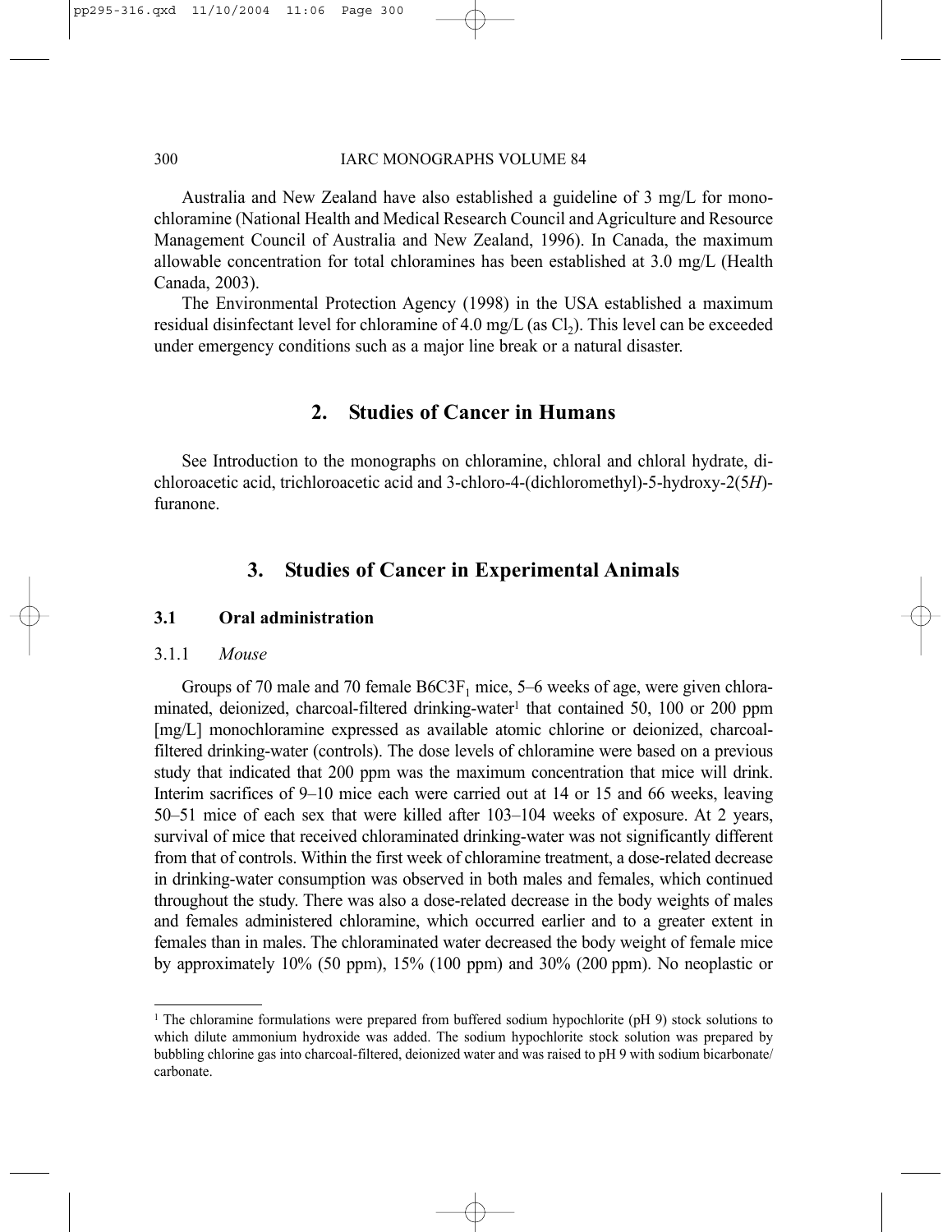Australia and New Zealand have also established a guideline of 3 mg/L for monochloramine (National Health and Medical Research Council and Agriculture and Resource Management Council of Australia and New Zealand, 1996). In Canada, the maximum allowable concentration for total chloramines has been established at 3.0 mg/L (Health Canada, 2003).

The Environmental Protection Agency (1998) in the USA established a maximum residual disinfectant level for chloramine of 4.0 mg/L (as $Cl_2$). This level can be exceeded under emergency conditions such as a major line break or a natural disaster.

## 2. Studies of Cancer in Humans

See Introduction to the monographs on chloramine, chloral and chloral hydrate, dichloroacetic acid, trichloroacetic acid and 3-chloro-4-(dichloromethyl)-5-hydroxy-2(5*H*)-furanone.

## 3. Studies of Cancer in Experimental Animals

### 3.1 Oral administration

#### 3.1.1 *Mouse*

Groups of 70 male and 70 female B6C3F$_1$ mice, 5–6 weeks of age, were given chloraminated, deionized, charcoal-filtered drinking-water[1] that contained 50, 100 or 200 ppm [mg/L] monochloramine expressed as available atomic chlorine or deionized, charcoal-filtered drinking-water (controls). The dose levels of chloramine were based on a previous study that indicated that 200 ppm was the maximum concentration that mice will drink. Interim sacrifices of 9–10 mice each were carried out at 14 or 15 and 66 weeks, leaving 50–51 mice of each sex that were killed after 103–104 weeks of exposure. At 2 years, survival of mice that received chloraminated drinking-water was not significantly different from that of controls. Within the first week of chloramine treatment, a dose-related decrease in drinking-water consumption was observed in both males and females, which continued throughout the study. There was also a dose-related decrease in the body weights of males and females administered chloramine, which occurred earlier and to a greater extent in females than in males. The chloraminated water decreased the body weight of female mice by approximately 10% (50 ppm), 15% (100 ppm) and 30% (200 ppm). No neoplastic or

[1] The chloramine formulations were prepared from buffered sodium hypochlorite (pH 9) stock solutions to which dilute ammonium hydroxide was added. The sodium hypochlorite stock solution was prepared by bubbling chlorine gas into charcoal-filtered, deionized water and was raised to pH 9 with sodium bicarbonate/carbonate.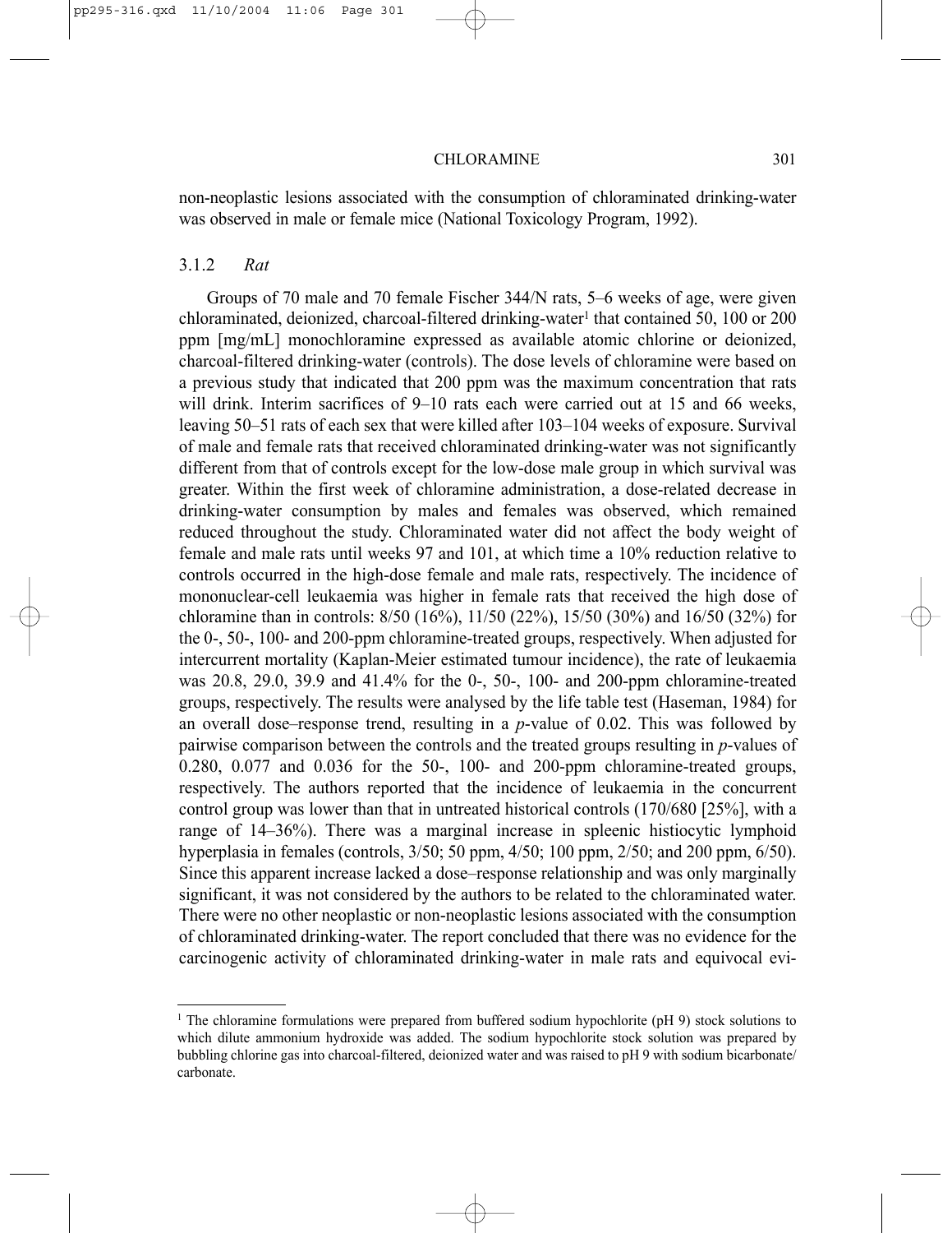non-neoplastic lesions associated with the consumption of chloraminated drinking-water was observed in male or female mice (National Toxicology Program, 1992).

### 3.1.2 *Rat*

Groups of 70 male and 70 female Fischer 344/N rats, 5–6 weeks of age, were given chloraminated, deionized, charcoal-filtered drinking-water[1] that contained 50, 100 or 200 ppm [mg/mL] monochloramine expressed as available atomic chlorine or deionized, charcoal-filtered drinking-water (controls). The dose levels of chloramine were based on a previous study that indicated that 200 ppm was the maximum concentration that rats will drink. Interim sacrifices of 9–10 rats each were carried out at 15 and 66 weeks, leaving 50–51 rats of each sex that were killed after 103–104 weeks of exposure. Survival of male and female rats that received chloraminated drinking-water was not significantly different from that of controls except for the low-dose male group in which survival was greater. Within the first week of chloramine administration, a dose-related decrease in drinking-water consumption by males and females was observed, which remained reduced throughout the study. Chloraminated water did not affect the body weight of female and male rats until weeks 97 and 101, at which time a 10% reduction relative to controls occurred in the high-dose female and male rats, respectively. The incidence of mononuclear-cell leukaemia was higher in female rats that received the high dose of chloramine than in controls: 8/50 (16%), 11/50 (22%), 15/50 (30%) and 16/50 (32%) for the 0-, 50-, 100- and 200-ppm chloramine-treated groups, respectively. When adjusted for intercurrent mortality (Kaplan-Meier estimated tumour incidence), the rate of leukaemia was 20.8, 29.0, 39.9 and 41.4% for the 0-, 50-, 100- and 200-ppm chloramine-treated groups, respectively. The results were analysed by the life table test (Haseman, 1984) for an overall dose–response trend, resulting in a $p$-value of 0.02. This was followed by pairwise comparison between the controls and the treated groups resulting in $p$-values of 0.280, 0.077 and 0.036 for the 50-, 100- and 200-ppm chloramine-treated groups, respectively. The authors reported that the incidence of leukaemia in the concurrent control group was lower than that in untreated historical controls (170/680 [25%], with a range of 14–36%). There was a marginal increase in splenic histiocytic lymphoid hyperplasia in females (controls, 3/50; 50 ppm, 4/50; 100 ppm, 2/50; and 200 ppm, 6/50). Since this apparent increase lacked a dose–response relationship and was only marginally significant, it was not considered by the authors to be related to the chloraminated water. There were no other neoplastic or non-neoplastic lesions associated with the consumption of chloraminated drinking-water. The report concluded that there was no evidence for the carcinogenic activity of chloraminated drinking-water in male rats and equivocal evi-

[1] The chloramine formulations were prepared from buffered sodium hypochlorite (pH 9) stock solutions to which dilute ammonium hydroxide was added. The sodium hypochlorite stock solution was prepared by bubbling chlorine gas into charcoal-filtered, deionized water and was raised to pH 9 with sodium bicarbonate/carbonate.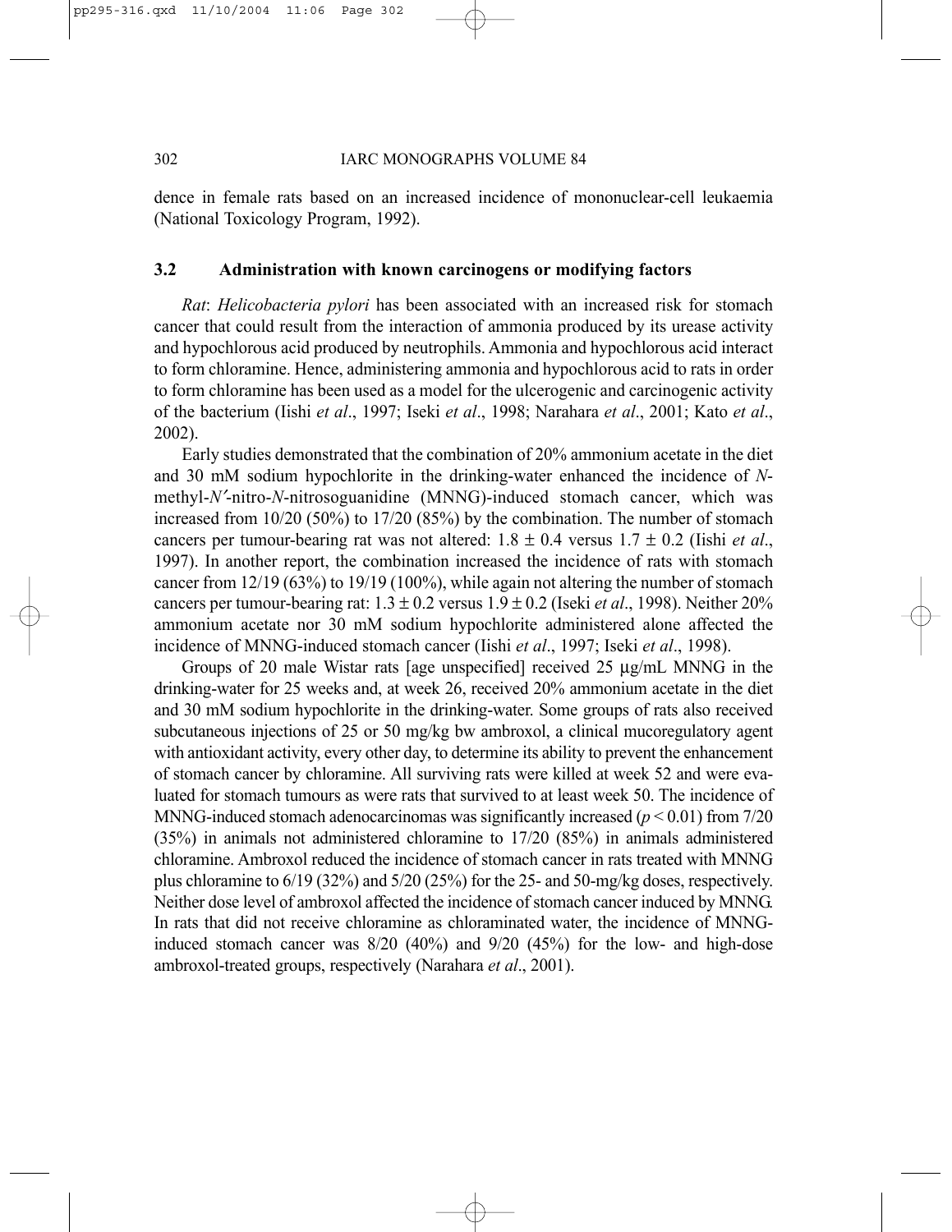dence in female rats based on an increased incidence of mononuclear-cell leukaemia (National Toxicology Program, 1992).

### 3.2 Administration with known carcinogens or modifying factors

*Rat*: *Helicobacteria pylori* has been associated with an increased risk for stomach cancer that could result from the interaction of ammonia produced by its urease activity and hypochlorous acid produced by neutrophils. Ammonia and hypochlorous acid interact to form chloramine. Hence, administering ammonia and hypochlorous acid to rats in order to form chloramine has been used as a model for the ulcerogenic and carcinogenic activity of the bacterium (Iishi *et al*., 1997; Iseki *et al*., 1998; Narahara *et al*., 2001; Kato *et al*., 2002).

Early studies demonstrated that the combination of 20% ammonium acetate in the diet and 30 mM sodium hypochlorite in the drinking-water enhanced the incidence of *N*-methyl-*N′*-nitro-*N*-nitrosoguanidine (MNNG)-induced stomach cancer, which was increased from 10/20 (50%) to 17/20 (85%) by the combination. The number of stomach cancers per tumour-bearing rat was not altered: $1.8 \pm 0.4$ versus $1.7 \pm 0.2$ (Iishi *et al*., 1997). In another report, the combination increased the incidence of rats with stomach cancer from 12/19 (63%) to 19/19 (100%), while again not altering the number of stomach cancers per tumour-bearing rat: $1.3 \pm 0.2$ versus $1.9 \pm 0.2$ (Iseki *et al*., 1998). Neither 20% ammonium acetate nor 30 mM sodium hypochlorite administered alone affected the incidence of MNNG-induced stomach cancer (Iishi *et al*., 1997; Iseki *et al*., 1998).

Groups of 20 male Wistar rats [age unspecified] received 25 μg/mL MNNG in the drinking-water for 25 weeks and, at week 26, received 20% ammonium acetate in the diet and 30 mM sodium hypochlorite in the drinking-water. Some groups of rats also received subcutaneous injections of 25 or 50 mg/kg bw ambroxol, a clinical mucoregulatory agent with antioxidant activity, every other day, to determine its ability to prevent the enhancement of stomach cancer by chloramine. All surviving rats were killed at week 52 and were evaluated for stomach tumours as were rats that survived to at least week 50. The incidence of MNNG-induced stomach adenocarcinomas was significantly increased ($p < 0.01$) from 7/20 (35%) in animals not administered chloramine to 17/20 (85%) in animals administered chloramine. Ambroxol reduced the incidence of stomach cancer in rats treated with MNNG plus chloramine to 6/19 (32%) and 5/20 (25%) for the 25- and 50-mg/kg doses, respectively. Neither dose level of ambroxol affected the incidence of stomach cancer induced by MNNG. In rats that did not receive chloramine as chloraminated water, the incidence of MNNG-induced stomach cancer was 8/20 (40%) and 9/20 (45%) for the low- and high-dose ambroxol-treated groups, respectively (Narahara *et al*., 2001).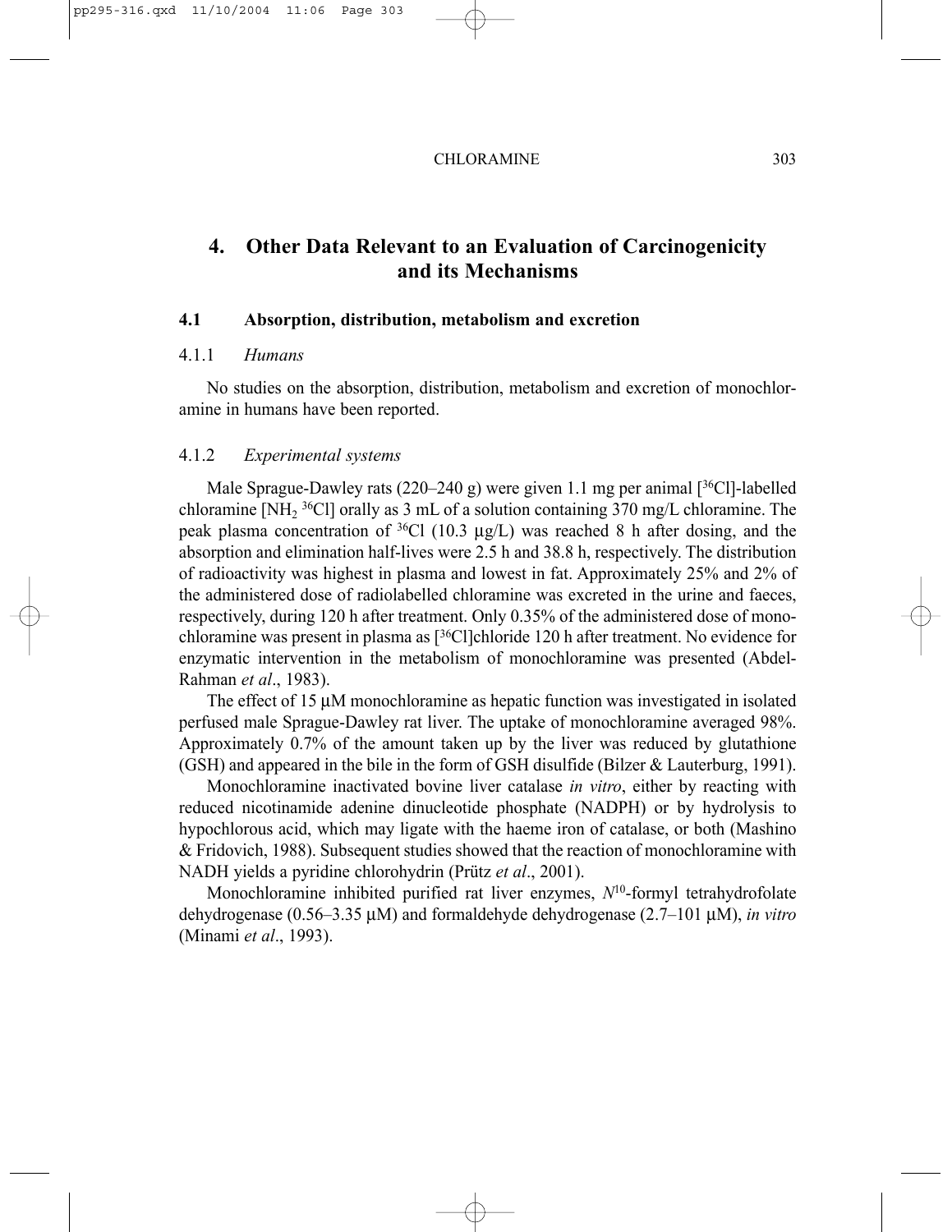# 4. Other Data Relevant to an Evaluation of Carcinogenicity and its Mechanisms

## 4.1 Absorption, distribution, metabolism and excretion

### 4.1.1 *Humans*

No studies on the absorption, distribution, metabolism and excretion of monochloramine in humans have been reported.

### 4.1.2 *Experimental systems*

Male Sprague-Dawley rats (220–240 g) were given 1.1 mg per animal [$^{36}$Cl]-labelled chloramine [$NH_2$ $^{36}$Cl] orally as 3 mL of a solution containing 370 mg/L chloramine. The peak plasma concentration of $^{36}$Cl (10.3 μg/L) was reached 8 h after dosing, and the absorption and elimination half-lives were 2.5 h and 38.8 h, respectively. The distribution of radioactivity was highest in plasma and lowest in fat. Approximately 25% and 2% of the administered dose of radiolabelled chloramine was excreted in the urine and faeces, respectively, during 120 h after treatment. Only 0.35% of the administered dose of monochloramine was present in plasma as [$^{36}$Cl]chloride 120 h after treatment. No evidence for enzymatic intervention in the metabolism of monochloramine was presented (Abdel-Rahman *et al*., 1983).

The effect of 15 μM monochloramine as hepatic function was investigated in isolated perfused male Sprague-Dawley rat liver. The uptake of monochloramine averaged 98%. Approximately 0.7% of the amount taken up by the liver was reduced by glutathione (GSH) and appeared in the bile in the form of GSH disulfide (Bilzer & Lauterburg, 1991).

Monochloramine inactivated bovine liver catalase *in vitro*, either by reacting with reduced nicotinamide adenine dinucleotide phosphate (NADPH) or by hydrolysis to hypochlorous acid, which may ligate with the haeme iron of catalase, or both (Mashino & Fridovich, 1988). Subsequent studies showed that the reaction of monochloramine with NADH yields a pyridine chlorohydrin (Prütz *et al*., 2001).

Monochloramine inhibited purified rat liver enzymes, $N^{10}$-formyl tetrahydrofolate dehydrogenase (0.56–3.35 μM) and formaldehyde dehydrogenase (2.7–101 μM), *in vitro* (Minami *et al*., 1993).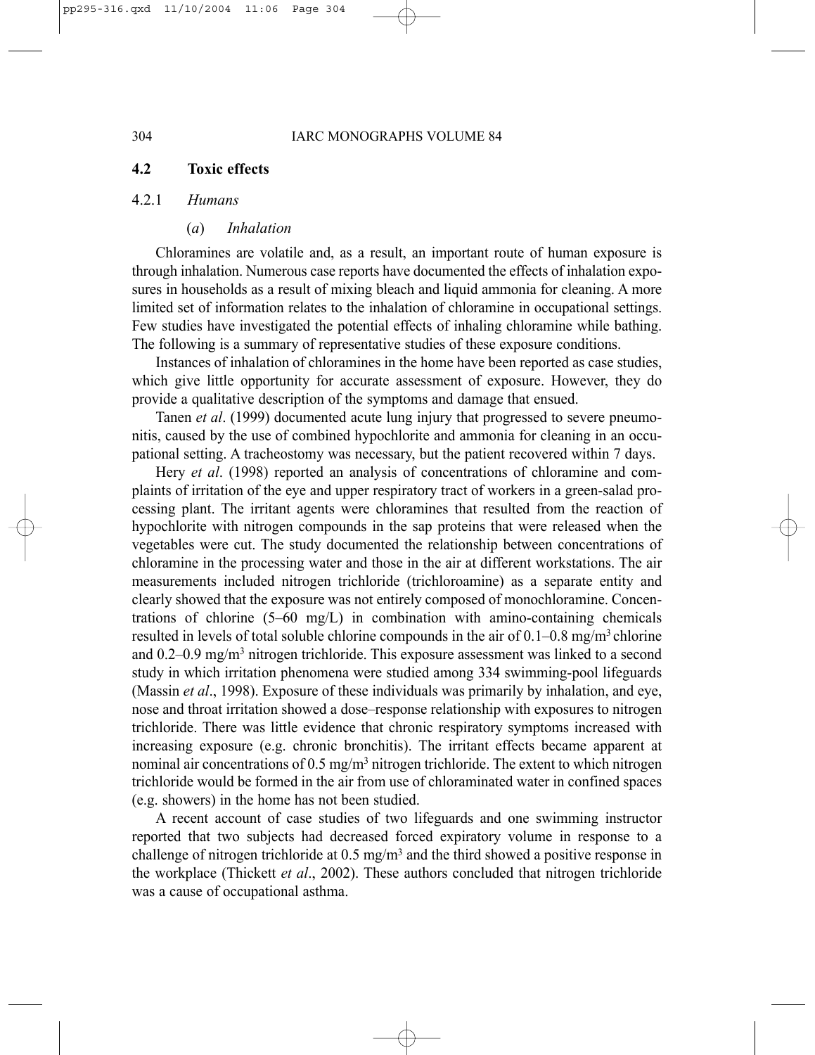## 4.2 Toxic effects

### 4.2.1 *Humans*

#### (*a*) *Inhalation*

Chloramines are volatile and, as a result, an important route of human exposure is through inhalation. Numerous case reports have documented the effects of inhalation exposures in households as a result of mixing bleach and liquid ammonia for cleaning. A more limited set of information relates to the inhalation of chloramine in occupational settings. Few studies have investigated the potential effects of inhaling chloramine while bathing. The following is a summary of representative studies of these exposure conditions.

Instances of inhalation of chloramines in the home have been reported as case studies, which give little opportunity for accurate assessment of exposure. However, they do provide a qualitative description of the symptoms and damage that ensued.

Tanen *et al*. (1999) documented acute lung injury that progressed to severe pneumonitis, caused by the use of combined hypochlorite and ammonia for cleaning in an occupational setting. A tracheostomy was necessary, but the patient recovered within 7 days.

Hery *et al*. (1998) reported an analysis of concentrations of chloramine and complaints of irritation of the eye and upper respiratory tract of workers in a green-salad processing plant. The irritant agents were chloramines that resulted from the reaction of hypochlorite with nitrogen compounds in the sap proteins that were released when the vegetables were cut. The study documented the relationship between concentrations of chloramine in the processing water and those in the air at different workstations. The air measurements included nitrogen trichloride (trichloroamine) as a separate entity and clearly showed that the exposure was not entirely composed of monochloramine. Concentrations of chlorine (5–60 mg/L) in combination with amino-containing chemicals resulted in levels of total soluble chlorine compounds in the air of 0.1–0.8 mg/m$^3$ chlorine and 0.2–0.9 mg/m$^3$ nitrogen trichloride. This exposure assessment was linked to a second study in which irritation phenomena were studied among 334 swimming-pool lifeguards (Massin *et al*., 1998). Exposure of these individuals was primarily by inhalation, and eye, nose and throat irritation showed a dose–response relationship with exposures to nitrogen trichloride. There was little evidence that chronic respiratory symptoms increased with increasing exposure (e.g. chronic bronchitis). The irritant effects became apparent at nominal air concentrations of 0.5 mg/m$^3$ nitrogen trichloride. The extent to which nitrogen trichloride would be formed in the air from use of chloraminated water in confined spaces (e.g. showers) in the home has not been studied.

A recent account of case studies of two lifeguards and one swimming instructor reported that two subjects had decreased forced expiratory volume in response to a challenge of nitrogen trichloride at 0.5 mg/m$^3$ and the third showed a positive response in the workplace (Thickett *et al*., 2002). These authors concluded that nitrogen trichloride was a cause of occupational asthma.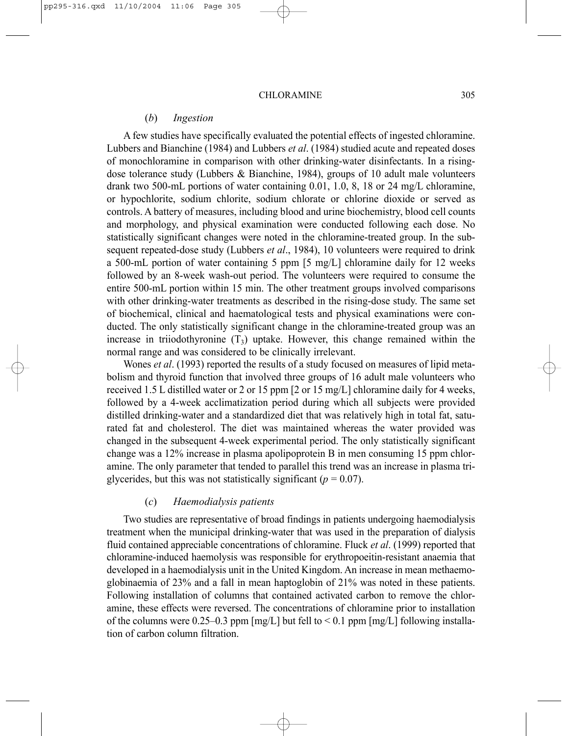### (*b*) *Ingestion*

A few studies have specifically evaluated the potential effects of ingested chloramine. Lubbers and Bianchine (1984) and Lubbers *et al*. (1984) studied acute and repeated doses of monochloramine in comparison with other drinking-water disinfectants. In a rising-dose tolerance study (Lubbers & Bianchine, 1984), groups of 10 adult male volunteers drank two 500-mL portions of water containing 0.01, 1.0, 8, 18 or 24 mg/L chloramine, or hypochlorite, sodium chlorite, sodium chlorate or chlorine dioxide or served as controls. A battery of measures, including blood and urine biochemistry, blood cell counts and morphology, and physical examination were conducted following each dose. No statistically significant changes were noted in the chloramine-treated group. In the subsequent repeated-dose study (Lubbers *et al*., 1984), 10 volunteers were required to drink a 500-mL portion of water containing 5 ppm [5 mg/L] chloramine daily for 12 weeks followed by an 8-week wash-out period. The volunteers were required to consume the entire 500-mL portion within 15 min. The other treatment groups involved comparisons with other drinking-water treatments as described in the rising-dose study. The same set of biochemical, clinical and haematological tests and physical examinations were conducted. The only statistically significant change in the chloramine-treated group was an increase in triiodothyronine ($T_3$) uptake. However, this change remained within the normal range and was considered to be clinically irrelevant.

Wones *et al*. (1993) reported the results of a study focused on measures of lipid metabolism and thyroid function that involved three groups of 16 adult male volunteers who received 1.5 L distilled water or 2 or 15 ppm [2 or 15 mg/L] chloramine daily for 4 weeks, followed by a 4-week acclimatization period during which all subjects were provided distilled drinking-water and a standardized diet that was relatively high in total fat, saturated fat and cholesterol. The diet was maintained whereas the water provided was changed in the subsequent 4-week experimental period. The only statistically significant change was a 12% increase in plasma apolipoprotein B in men consuming 15 ppm chloramine. The only parameter that tended to parallel this trend was an increase in plasma triglycerides, but this was not statistically significant ($p = 0.07$).

### (*c*) *Haemodialysis patients*

Two studies are representative of broad findings in patients undergoing haemodialysis treatment when the municipal drinking-water that was used in the preparation of dialysis fluid contained appreciable concentrations of chloramine. Fluck *et al*. (1999) reported that chloramine-induced haemolysis was responsible for erythropoeitin-resistant anaemia that developed in a haemodialysis unit in the United Kingdom. An increase in mean methaemoglobinaemia of 23% and a fall in mean haptoglobin of 21% was noted in these patients. Following installation of columns that contained activated carbon to remove the chloramine, these effects were reversed. The concentrations of chloramine prior to installation of the columns were 0.25–0.3 ppm [mg/L] but fell to < 0.1 ppm [mg/L] following installation of carbon column filtration.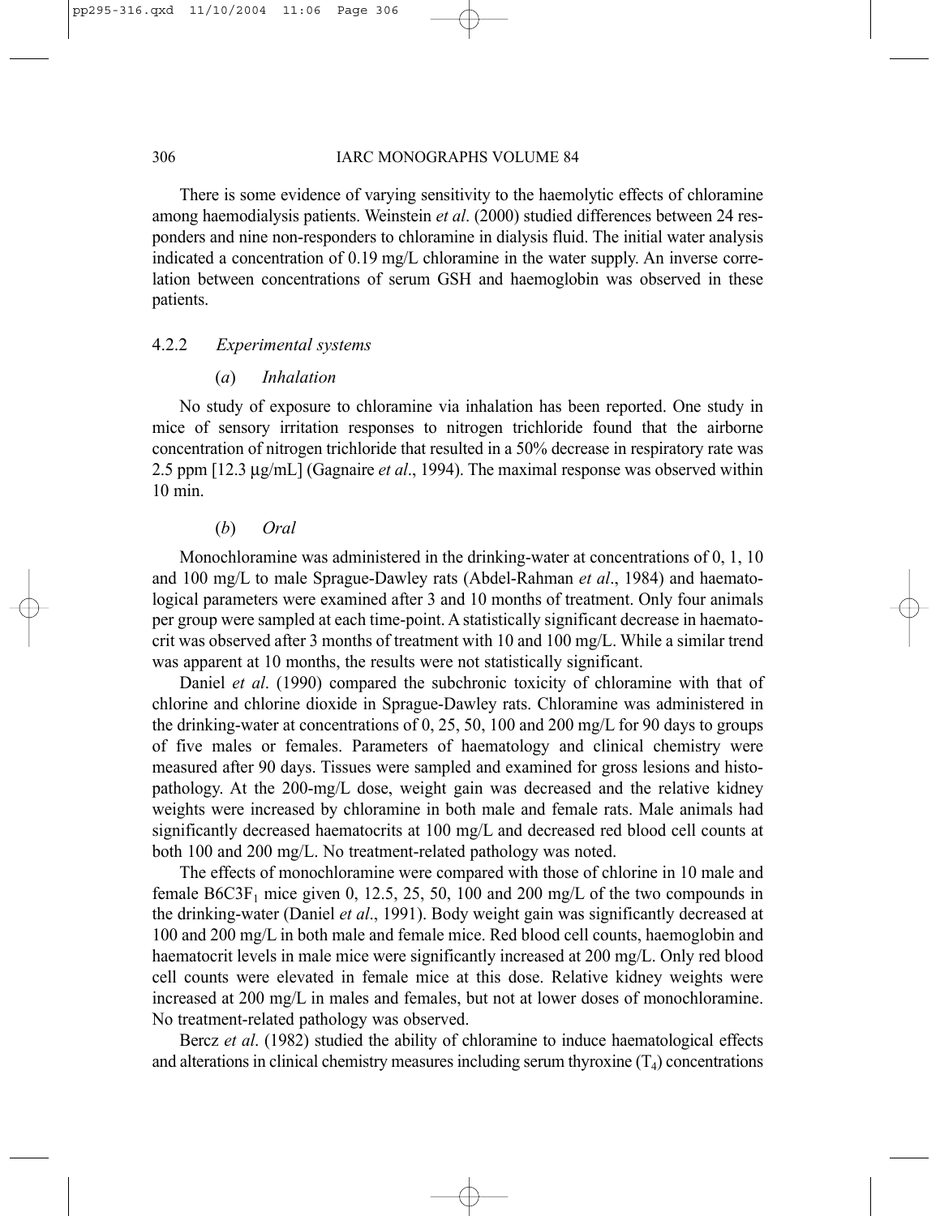There is some evidence of varying sensitivity to the haemolytic effects of chloramine among haemodialysis patients. Weinstein *et al*. (2000) studied differences between 24 responders and nine non-responders to chloramine in dialysis fluid. The initial water analysis indicated a concentration of 0.19 mg/L chloramine in the water supply. An inverse correlation between concentrations of serum GSH and haemoglobin was observed in these patients.

#### 4.2.2 *Experimental systems*

##### (*a*) *Inhalation*

No study of exposure to chloramine via inhalation has been reported. One study in mice of sensory irritation responses to nitrogen trichloride found that the airborne concentration of nitrogen trichloride that resulted in a 50% decrease in respiratory rate was 2.5 ppm [12.3 μg/mL] (Gagnaire *et al*., 1994). The maximal response was observed within 10 min.

##### (*b*) *Oral*

Monochloramine was administered in the drinking-water at concentrations of 0, 1, 10 and 100 mg/L to male Sprague-Dawley rats (Abdel-Rahman *et al*., 1984) and haematological parameters were examined after 3 and 10 months of treatment. Only four animals per group were sampled at each time-point. A statistically significant decrease in haematocrit was observed after 3 months of treatment with 10 and 100 mg/L. While a similar trend was apparent at 10 months, the results were not statistically significant.

Daniel *et al*. (1990) compared the subchronic toxicity of chloramine with that of chlorine and chlorine dioxide in Sprague-Dawley rats. Chloramine was administered in the drinking-water at concentrations of 0, 25, 50, 100 and 200 mg/L for 90 days to groups of five males or females. Parameters of haematology and clinical chemistry were measured after 90 days. Tissues were sampled and examined for gross lesions and histopathology. At the 200-mg/L dose, weight gain was decreased and the relative kidney weights were increased by chloramine in both male and female rats. Male animals had significantly decreased haematocrits at 100 mg/L and decreased red blood cell counts at both 100 and 200 mg/L. No treatment-related pathology was noted.

The effects of monochloramine were compared with those of chlorine in 10 male and female $B6C3F_1$ mice given 0, 12.5, 25, 50, 100 and 200 mg/L of the two compounds in the drinking-water (Daniel *et al*., 1991). Body weight gain was significantly decreased at 100 and 200 mg/L in both male and female mice. Red blood cell counts, haemoglobin and haematocrit levels in male mice were significantly increased at 200 mg/L. Only red blood cell counts were elevated in female mice at this dose. Relative kidney weights were increased at 200 mg/L in males and females, but not at lower doses of monochloramine. No treatment-related pathology was observed.

Bercz *et al*. (1982) studied the ability of chloramine to induce haematological effects and alterations in clinical chemistry measures including serum thyroxine ($T_4$) concentrations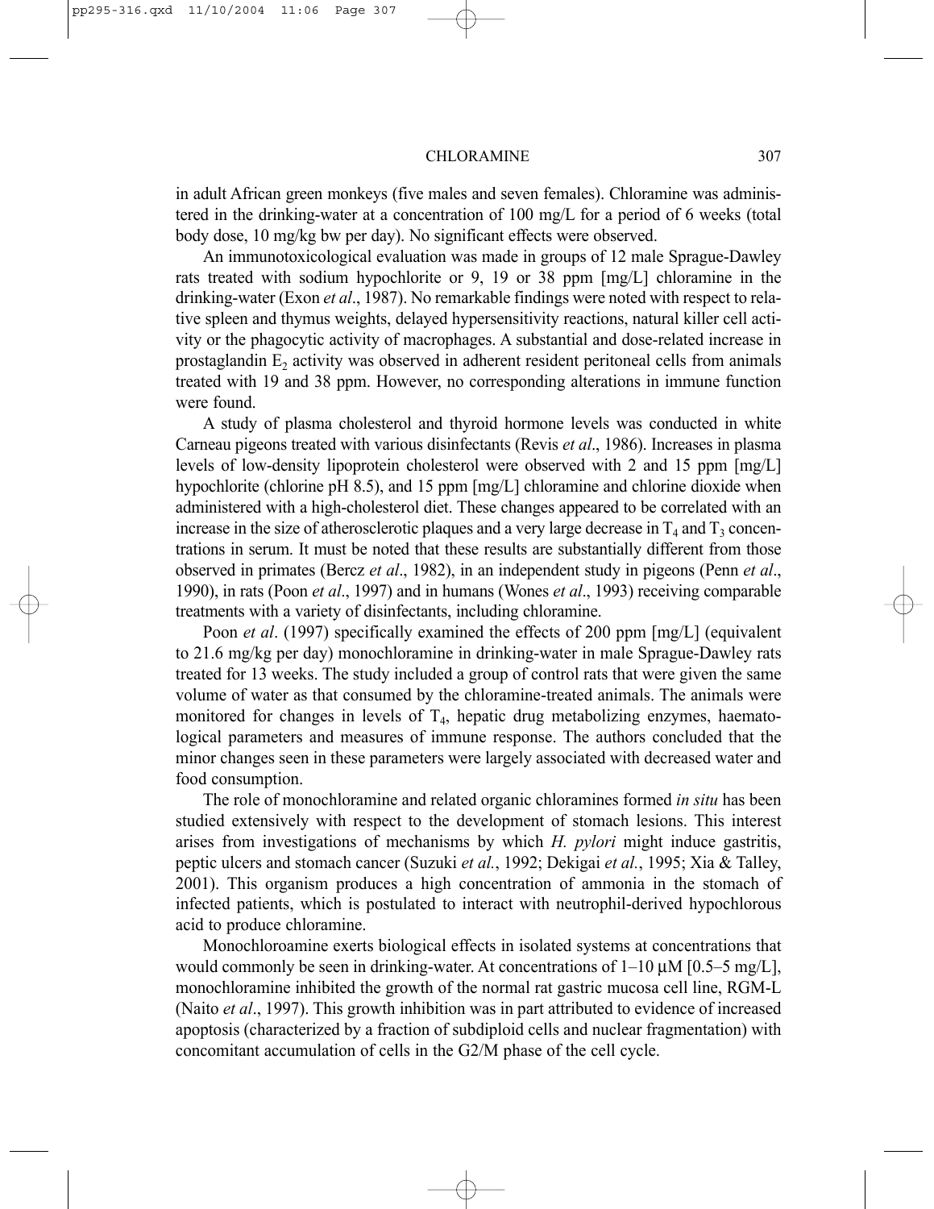in adult African green monkeys (five males and seven females). Chloramine was administered in the drinking-water at a concentration of 100 mg/L for a period of 6 weeks (total body dose, 10 mg/kg bw per day). No significant effects were observed.

An immunotoxicological evaluation was made in groups of 12 male Sprague-Dawley rats treated with sodium hypochlorite or 9, 19 or 38 ppm [mg/L] chloramine in the drinking-water (Exon *et al*., 1987). No remarkable findings were noted with respect to relative spleen and thymus weights, delayed hypersensitivity reactions, natural killer cell activity or the phagocytic activity of macrophages. A substantial and dose-related increase in prostaglandin $E_2$ activity was observed in adherent resident peritoneal cells from animals treated with 19 and 38 ppm. However, no corresponding alterations in immune function were found.

A study of plasma cholesterol and thyroid hormone levels was conducted in white Carneau pigeons treated with various disinfectants (Revis *et al*., 1986). Increases in plasma levels of low-density lipoprotein cholesterol were observed with 2 and 15 ppm [mg/L] hypochlorite (chlorine pH 8.5), and 15 ppm [mg/L] chloramine and chlorine dioxide when administered with a high-cholesterol diet. These changes appeared to be correlated with an increase in the size of atherosclerotic plaques and a very large decrease in $T_4$ and $T_3$ concentrations in serum. It must be noted that these results are substantially different from those observed in primates (Bercz *et al*., 1982), in an independent study in pigeons (Penn *et al*., 1990), in rats (Poon *et al*., 1997) and in humans (Wones *et al*., 1993) receiving comparable treatments with a variety of disinfectants, including chloramine.

Poon *et al*. (1997) specifically examined the effects of 200 ppm [mg/L] (equivalent to 21.6 mg/kg per day) monochloramine in drinking-water in male Sprague-Dawley rats treated for 13 weeks. The study included a group of control rats that were given the same volume of water as that consumed by the chloramine-treated animals. The animals were monitored for changes in levels of $T_4$, hepatic drug metabolizing enzymes, haematological parameters and measures of immune response. The authors concluded that the minor changes seen in these parameters were largely associated with decreased water and food consumption.

The role of monochloramine and related organic chloramines formed *in situ* has been studied extensively with respect to the development of stomach lesions. This interest arises from investigations of mechanisms by which *H. pylori* might induce gastritis, peptic ulcers and stomach cancer (Suzuki *et al.*, 1992; Dekigai *et al.*, 1995; Xia & Talley, 2001). This organism produces a high concentration of ammonia in the stomach of infected patients, which is postulated to interact with neutrophil-derived hypochlorous acid to produce chloramine.

Monochloroamine exerts biological effects in isolated systems at concentrations that would commonly be seen in drinking-water. At concentrations of 1–10 μM [0.5–5 mg/L], monochloramine inhibited the growth of the normal rat gastric mucosa cell line, RGM-L (Naito *et al*., 1997). This growth inhibition was in part attributed to evidence of increased apoptosis (characterized by a fraction of subdiploid cells and nuclear fragmentation) with concomitant accumulation of cells in the G2/M phase of the cell cycle.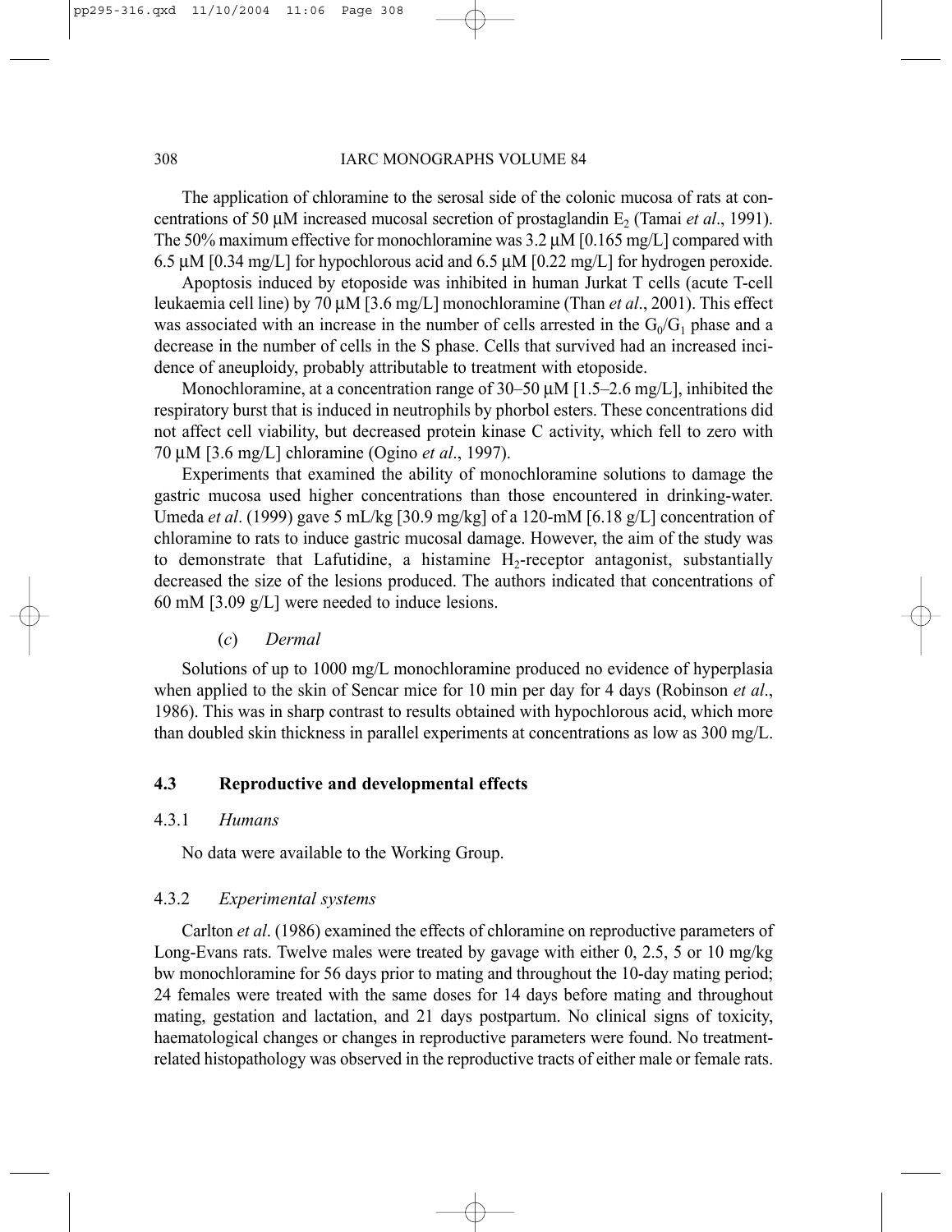The application of chloramine to the serosal side of the colonic mucosa of rats at concentrations of 50 μM increased mucosal secretion of prostaglandin $E_2$ (Tamai *et al*., 1991). The 50% maximum effective for monochloramine was 3.2 μM [0.165 mg/L] compared with 6.5 μM [0.34 mg/L] for hypochlorous acid and 6.5 μM [0.22 mg/L] for hydrogen peroxide.

Apoptosis induced by etoposide was inhibited in human Jurkat T cells (acute T-cell leukaemia cell line) by 70 μM [3.6 mg/L] monochloramine (Than *et al*., 2001). This effect was associated with an increase in the number of cells arrested in the $G_0/G_1$ phase and a decrease in the number of cells in the S phase. Cells that survived had an increased incidence of aneuploidy, probably attributable to treatment with etoposide.

Monochloramine, at a concentration range of 30–50 μM [1.5–2.6 mg/L], inhibited the respiratory burst that is induced in neutrophils by phorbol esters. These concentrations did not affect cell viability, but decreased protein kinase C activity, which fell to zero with 70 μM [3.6 mg/L] chloramine (Ogino *et al*., 1997).

Experiments that examined the ability of monochloramine solutions to damage the gastric mucosa used higher concentrations than those encountered in drinking-water. Umeda *et al*. (1999) gave 5 mL/kg [30.9 mg/kg] of a 120-mM [6.18 g/L] concentration of chloramine to rats to induce gastric mucosal damage. However, the aim of the study was to demonstrate that Lafutidine, a histamine $H_2$-receptor antagonist, substantially decreased the size of the lesions produced. The authors indicated that concentrations of 60 mM [3.09 g/L] were needed to induce lesions.

(*c*) *Dermal*

Solutions of up to 1000 mg/L monochloramine produced no evidence of hyperplasia when applied to the skin of Sencar mice for 10 min per day for 4 days (Robinson *et al*., 1986). This was in sharp contrast to results obtained with hypochlorous acid, which more than doubled skin thickness in parallel experiments at concentrations as low as 300 mg/L.

### 4.3 Reproductive and developmental effects

#### 4.3.1 *Humans*

No data were available to the Working Group.

#### 4.3.2 *Experimental systems*

Carlton *et al*. (1986) examined the effects of chloramine on reproductive parameters of Long-Evans rats. Twelve males were treated by gavage with either 0, 2.5, 5 or 10 mg/kg bw monochloramine for 56 days prior to mating and throughout the 10-day mating period; 24 females were treated with the same doses for 14 days before mating and throughout mating, gestation and lactation, and 21 days postpartum. No clinical signs of toxicity, haematological changes or changes in reproductive parameters were found. No treatment-related histopathology was observed in the reproductive tracts of either male or female rats.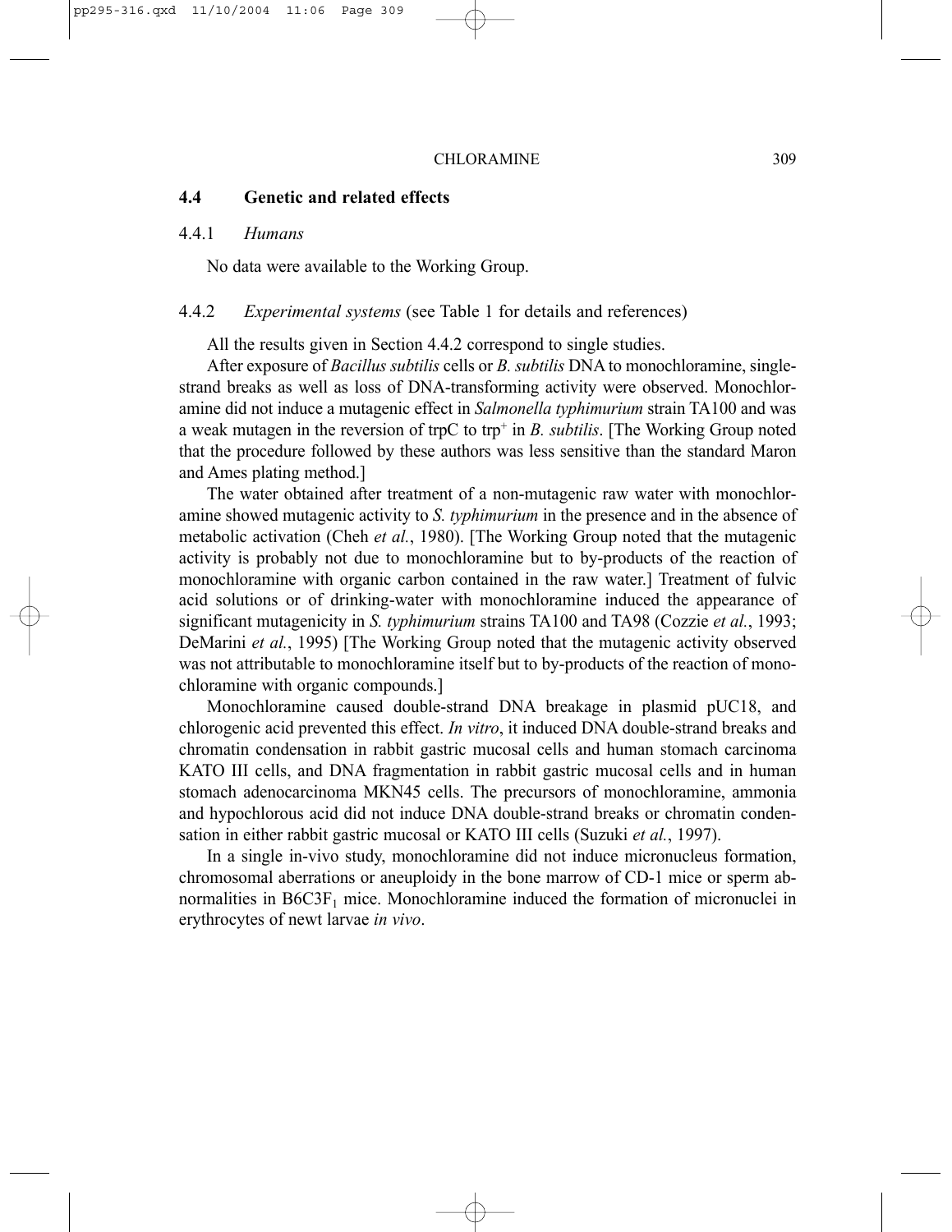### 4.4 Genetic and related effects

#### 4.4.1 *Humans*

No data were available to the Working Group.

#### 4.4.2 *Experimental systems* (see Table 1 for details and references)

All the results given in Section 4.4.2 correspond to single studies.

After exposure of *Bacillus subtilis* cells or *B. subtilis* DNA to monochloramine, single-strand breaks as well as loss of DNA-transforming activity were observed. Monochloramine did not induce a mutagenic effect in *Salmonella typhimurium* strain TA100 and was a weak mutagen in the reversion of trpC to $trp^+$ in *B. subtilis*. [The Working Group noted that the procedure followed by these authors was less sensitive than the standard Maron and Ames plating method.]

The water obtained after treatment of a non-mutagenic raw water with monochloramine showed mutagenic activity to *S. typhimurium* in the presence and in the absence of metabolic activation (Cheh *et al.*, 1980). [The Working Group noted that the mutagenic activity is probably not due to monochloramine but to by-products of the reaction of monochloramine with organic carbon contained in the raw water.] Treatment of fulvic acid solutions or of drinking-water with monochloramine induced the appearance of significant mutagenicity in *S. typhimurium* strains TA100 and TA98 (Cozzie *et al.*, 1993; DeMarini *et al.*, 1995) [The Working Group noted that the mutagenic activity observed was not attributable to monochloramine itself but to by-products of the reaction of monochloramine with organic compounds.]

Monochloramine caused double-strand DNA breakage in plasmid pUC18, and chlorogenic acid prevented this effect. *In vitro*, it induced DNA double-strand breaks and chromatin condensation in rabbit gastric mucosal cells and human stomach carcinoma KATO III cells, and DNA fragmentation in rabbit gastric mucosal cells and in human stomach adenocarcinoma MKN45 cells. The precursors of monochloramine, ammonia and hypochlorous acid did not induce DNA double-strand breaks or chromatin condensation in either rabbit gastric mucosal or KATO III cells (Suzuki *et al.*, 1997).

In a single in-vivo study, monochloramine did not induce micronucleus formation, chromosomal aberrations or aneuploidy in the bone marrow of CD-1 mice or sperm abnormalities in $B6C3F_1$ mice. Monochloramine induced the formation of micronuclei in erythrocytes of newt larvae *in vivo*.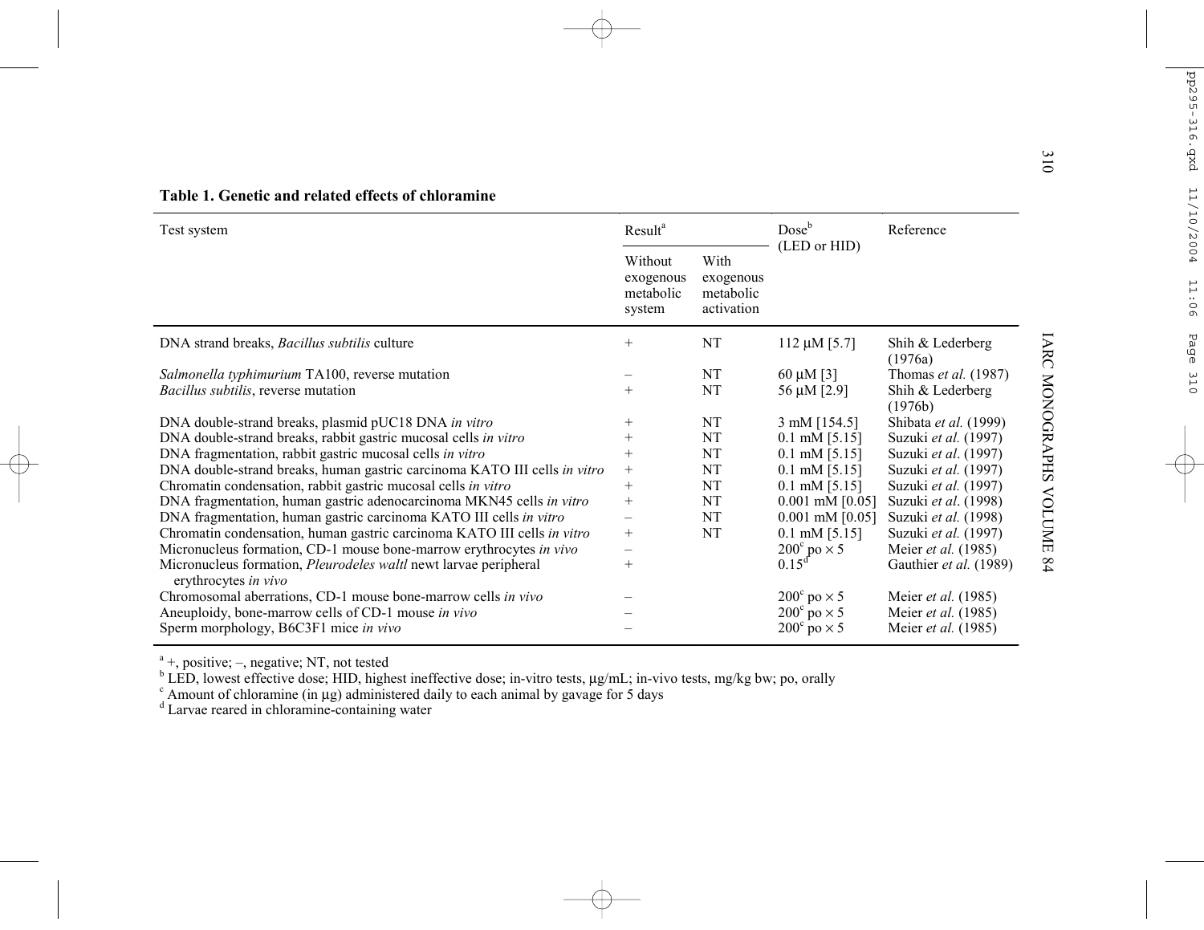**Table 1. Genetic and related effects of chloramine**

| Test system | Result[a] | | Dose[b] (LED or HID) | Reference |
|---|---|---|---|---|
| | Without exogenous metabolic system | With exogenous metabolic activation | | |
| DNA strand breaks, *Bacillus subtilis* culture | + | NT | 112 µM [5.7] | Shih & Lederberg (1976a) |
| *Salmonella typhimurium* TA100, reverse mutation | – | NT | 60 µM [3] | Thomas *et al.* (1987) |
| *Bacillus subtilis*, reverse mutation | + | NT | 56 µM [2.9] | Shih & Lederberg (1976b) |
| DNA double-strand breaks, plasmid pUC18 DNA *in vitro* | + | NT | 3 mM [154.5] | Shibata *et al.* (1999) |
| DNA double-strand breaks, rabbit gastric mucosal cells *in vitro* | + | NT | 0.1 mM [5.15] | Suzuki *et al.* (1997) |
| DNA fragmentation, rabbit gastric mucosal cells *in vitro* | + | NT | 0.1 mM [5.15] | Suzuki *et al*. (1997) |
| DNA double-strand breaks, human gastric carcinoma KATO III cells *in vitro* | + | NT | 0.1 mM [5.15] | Suzuki *et al*. (1997) |
| Chromatin condensation, rabbit gastric mucosal cells *in vitro* | + | NT | 0.1 mM [5.15] | Suzuki *et al*. (1997) |
| DNA fragmentation, human gastric adenocarcinoma MKN45 cells *in vitro* | + | NT | 0.001 mM [0.05] | Suzuki *et al*. (1998) |
| DNA fragmentation, human gastric carcinoma KATO III cells *in vitro* | – | NT | 0.001 mM [0.05] | Suzuki *et al*. (1998) |
| Chromatin condensation, human gastric carcinoma KATO III cells *in vitro* | + | NT | 0.1 mM [5.15] | Suzuki *et al*. (1997) |
| Micronucleus formation, CD-1 mouse bone-marrow erythrocytes *in vivo* | – | | 200[c] po × 5 | Meier *et al.* (1985) |
| Micronucleus formation, *Pleurodeles waltl* newt larvae peripheral erythrocytes *in vivo* | + | | 0.15[d] | Gauthier *et al.* (1989) |
| Chromosomal aberrations, CD-1 mouse bone-marrow cells *in vivo* | – | | 200[c] po × 5 | Meier *et al.* (1985) |
| Aneuploidy, bone-marrow cells of CD-1 mouse *in vivo* | – | | 200[c] po × 5 | Meier *et al.* (1985) |
| Sperm morphology, B6C3F1 mice *in vivo* | – | | 200[c] po × 5 | Meier *et al.* (1985) |

[a] +, positive; –, negative; NT, not tested

[b] LED, lowest effective dose; HID, highest ineffective dose; in-vitro tests, µg/mL; in-vivo tests, mg/kg bw; po, orally

[c] Amount of chloramine (in µg) administered daily to each animal by gavage for 5 days

[d] Larvae reared in chloramine-containing water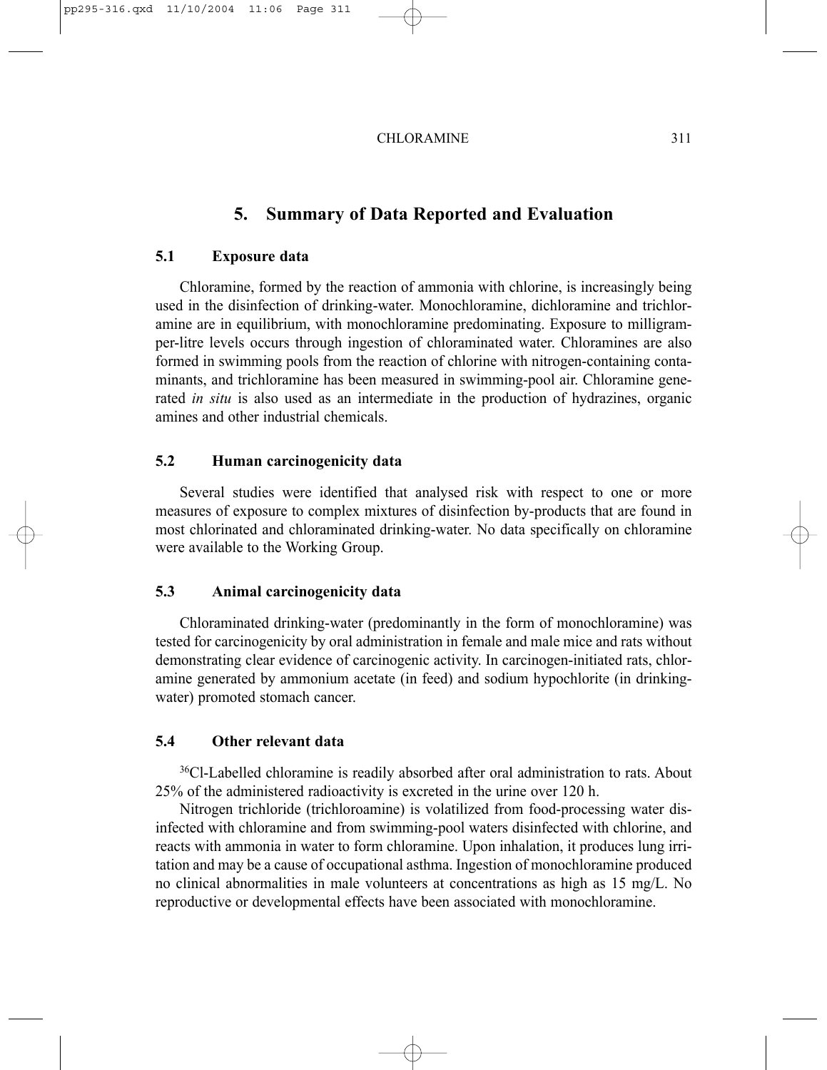## 5. Summary of Data Reported and Evaluation

### 5.1 Exposure data

Chloramine, formed by the reaction of ammonia with chlorine, is increasingly being used in the disinfection of drinking-water. Monochloramine, dichloramine and trichloramine are in equilibrium, with monochloramine predominating. Exposure to milligram-per-litre levels occurs through ingestion of chloraminated water. Chloramines are also formed in swimming pools from the reaction of chlorine with nitrogen-containing contaminants, and trichloramine has been measured in swimming-pool air. Chloramine generated *in situ* is also used as an intermediate in the production of hydrazines, organic amines and other industrial chemicals.

### 5.2 Human carcinogenicity data

Several studies were identified that analysed risk with respect to one or more measures of exposure to complex mixtures of disinfection by-products that are found in most chlorinated and chloraminated drinking-water. No data specifically on chloramine were available to the Working Group.

### 5.3 Animal carcinogenicity data

Chloraminated drinking-water (predominantly in the form of monochloramine) was tested for carcinogenicity by oral administration in female and male mice and rats without demonstrating clear evidence of carcinogenic activity. In carcinogen-initiated rats, chloramine generated by ammonium acetate (in feed) and sodium hypochlorite (in drinking-water) promoted stomach cancer.

### 5.4 Other relevant data

$^{36}$Cl-Labelled chloramine is readily absorbed after oral administration to rats. About 25% of the administered radioactivity is excreted in the urine over 120 h.

Nitrogen trichloride (trichloroamine) is volatilized from food-processing water disinfected with chloramine and from swimming-pool waters disinfected with chlorine, and reacts with ammonia in water to form chloramine. Upon inhalation, it produces lung irritation and may be a cause of occupational asthma. Ingestion of monochloramine produced no clinical abnormalities in male volunteers at concentrations as high as 15 mg/L. No reproductive or developmental effects have been associated with monochloramine.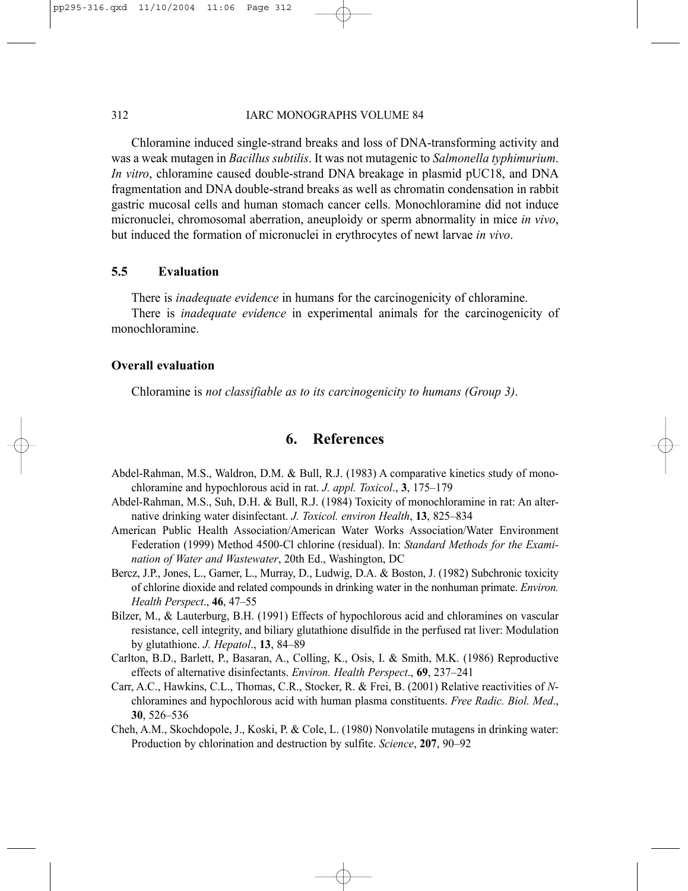Chloramine induced single-strand breaks and loss of DNA-transforming activity and was a weak mutagen in *Bacillus subtilis*. It was not mutagenic to *Salmonella typhimurium*. *In vitro*, chloramine caused double-strand DNA breakage in plasmid pUC18, and DNA fragmentation and DNA double-strand breaks as well as chromatin condensation in rabbit gastric mucosal cells and human stomach cancer cells. Monochloramine did not induce micronuclei, chromosomal aberration, aneuploidy or sperm abnormality in mice *in vivo*, but induced the formation of micronuclei in erythrocytes of newt larvae *in vivo*.

### 5.5 Evaluation

There is *inadequate evidence* in humans for the carcinogenicity of chloramine.

There is *inadequate evidence* in experimental animals for the carcinogenicity of monochloramine.

#### Overall evaluation

Chloramine is *not classifiable as to its carcinogenicity to humans (Group 3)*.

## 6. References

Abdel-Rahman, M.S., Waldron, D.M. & Bull, R.J. (1983) A comparative kinetics study of monochloramine and hypochlorous acid in rat. *J. appl. Toxicol*., **3**, 175–179

Abdel-Rahman, M.S., Suh, D.H. & Bull, R.J. (1984) Toxicity of monochloramine in rat: An alternative drinking water disinfectant. *J. Toxicol. environ Health*, **13**, 825–834

American Public Health Association/American Water Works Association/Water Environment Federation (1999) Method 4500-Cl chlorine (residual). In: *Standard Methods for the Examination of Water and Wastewater*, 20th Ed., Washington, DC

Bercz, J.P., Jones, L., Garner, L., Murray, D., Ludwig, D.A. & Boston, J. (1982) Subchronic toxicity of chlorine dioxide and related compounds in drinking water in the nonhuman primate. *Environ. Health Perspect*., **46**, 47–55

Bilzer, M., & Lauterburg, B.H. (1991) Effects of hypochlorous acid and chloramines on vascular resistance, cell integrity, and biliary glutathione disulfide in the perfused rat liver: Modulation by glutathione. *J. Hepatol*., **13**, 84–89

Carlton, B.D., Barlett, P., Basaran, A., Colling, K., Osis, I. & Smith, M.K. (1986) Reproductive effects of alternative disinfectants. *Environ. Health Perspect*., **69**, 237–241

Carr, A.C., Hawkins, C.L., Thomas, C.R., Stocker, R. & Frei, B. (2001) Relative reactivities of *N*-chloramines and hypochlorous acid with human plasma constituents. *Free Radic. Biol. Med*., **30**, 526–536

Cheh, A.M., Skochdopole, J., Koski, P. & Cole, L. (1980) Nonvolatile mutagens in drinking water: Production by chlorination and destruction by sulfite. *Science*, **207**, 90–92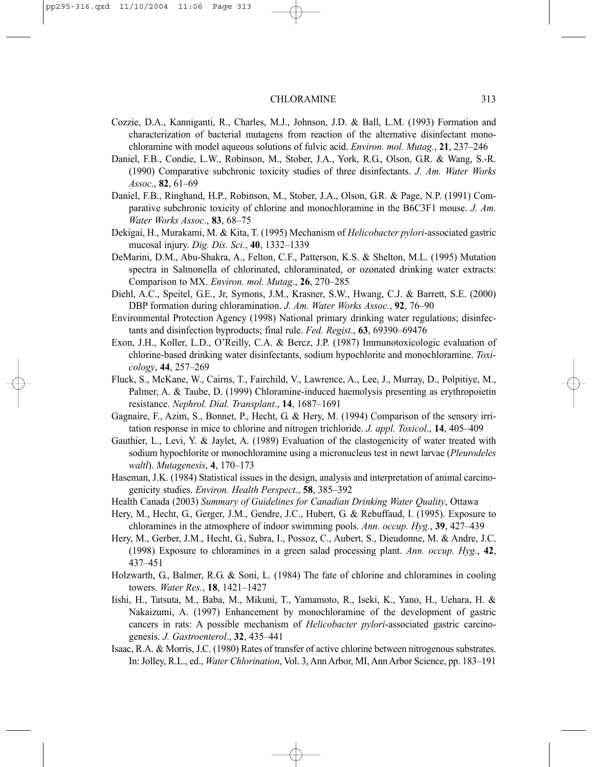Cozzie, D.A., Kanniganti, R., Charles, M.J., Johnson, J.D. & Ball, L.M. (1993) Formation and characterization of bacterial mutagens from reaction of the alternative disinfectant monochloramine with model aqueous solutions of fulvic acid. *Environ. mol. Mutag.*, **21**, 237–246

Daniel, F.B., Condie, L.W., Robinson, M., Stober, J.A., York, R.G., Olson, G.R. & Wang, S.-R. (1990) Comparative subchronic toxicity studies of three disinfectants. *J. Am. Water Works Assoc.*, **82**, 61–69

Daniel, F.B., Ringhand, H.P., Robinson, M., Stober, J.A., Olson, G.R. & Page, N.P. (1991) Comparative subchronic toxicity of chlorine and monochloramine in the B6C3F1 mouse. *J. Am. Water Works Assoc.*, **83**, 68–75

Dekigai, H., Murakami, M. & Kita, T. (1995) Mechanism of *Helicobacter pylori*-associated gastric mucosal injury. *Dig. Dis. Sci.*, **40**, 1332–1339

DeMarini, D.M., Abu-Shakra, A., Felton, C.F., Patterson, K.S. & Shelton, M.L. (1995) Mutation spectra in Salmonella of chlorinated, chloraminated, or ozonated drinking water extracts: Comparison to MX. *Environ. mol. Mutag.*, **26**, 270–285

Diehl, A.C., Speitel, G.E., Jr, Symons, J.M., Krasner, S.W., Hwang, C.J. & Barrett, S.E. (2000) DBP formation during chloramination. *J. Am. Water Works Assoc.*, **92**, 76–90

Environmental Protection Agency (1998) National primary drinking water regulations; disinfectants and disinfection byproducts; final rule. *Fed. Regist*., **63**, 69390–69476

Exon, J.H., Koller, L.D., O'Reilly, C.A. & Bercz, J.P. (1987) Immunotoxicologic evaluation of chlorine-based drinking water disinfectants, sodium hypochlorite and monochloramine. *Toxicology*, **44**, 257–269

Fluck, S., McKane, W., Cairns, T., Fairchild, V., Lawrence, A., Lee, J., Murray, D., Polpitiye, M., Palmer, A. & Taube, D. (1999) Chloramine-induced haemolysis presenting as erythropoietin resistance. *Nephrol. Dial. Transplant*., **14**, 1687–1691

Gagnaire, F., Azim, S., Bonnet, P., Hecht, G. & Hery, M. (1994) Comparison of the sensory irritation response in mice to chlorine and nitrogen trichloride. *J. appl. Toxicol*., **14**, 405–409

Gauthier, L., Levi, Y. & Jaylet, A. (1989) Evaluation of the clastogenicity of water treated with sodium hypochlorite or monochloramine using a micronucleus test in newt larvae (*Pleurodeles waltl*). *Mutagenesis*, **4**, 170–173

Haseman, J.K. (1984) Statistical issues in the design, analysis and interpretation of animal carcinogenicity studies. *Environ. Health Perspect*., **58**, 385–392

Health Canada (2003) *Summary of Guidelines for Canadian Drinking Water Quality*, Ottawa

Hery, M., Hecht, G., Gerger, J.M., Gendre, J.C., Hubert, G. & Rebuffaud, I. (1995). Exposure to chloramines in the atmosphere of indoor swimming pools. *Ann. occup. Hyg.*, **39**, 427–439

Hery, M., Gerber, J.M., Hecht, G., Subra, I., Possoz, C., Aubert, S., Dieudonne, M. & Andre, J.C. (1998) Exposure to chloramines in a green salad processing plant. *Ann. occup. Hyg*., **42**, 437–451

Holzwarth, G., Balmer, R.G. & Soni, L. (1984) The fate of chlorine and chloramines in cooling towers. *Water Res.*, **18**, 1421–1427

Iishi, H., Tatsuta, M., Baba, M., Mikuni, T., Yamamoto, R., Iseki, K., Yano, H., Uehara, H. & Nakaizumi, A. (1997) Enhancement by monochloramine of the development of gastric cancers in rats: A possible mechanism of *Helicobacter pylori*-associated gastric carcinogenesis. *J. Gastroenterol*., **32**, 435–441

Isaac, R.A. & Morris, J.C. (1980) Rates of transfer of active chlorine between nitrogenous substrates. In: Jolley, R.L., ed., *Water Chlorination*, Vol. 3, Ann Arbor, MI, Ann Arbor Science, pp. 183–191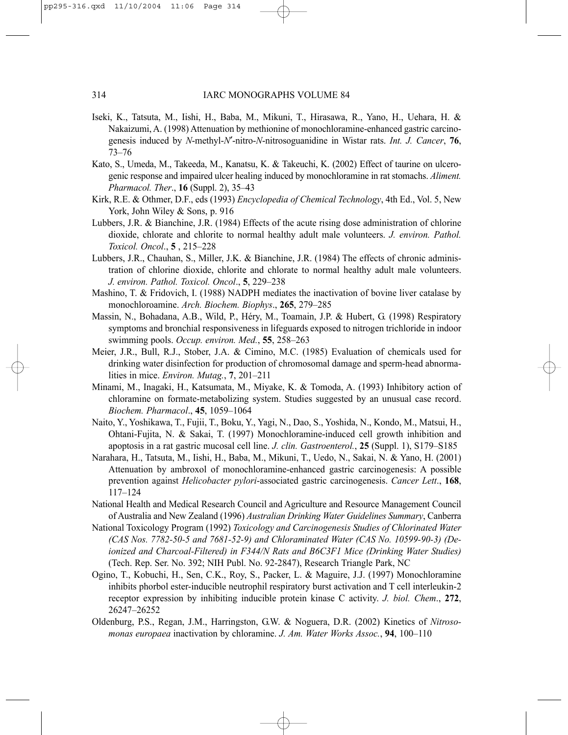Iseki, K., Tatsuta, M., Iishi, H., Baba, M., Mikuni, T., Hirasawa, R., Yano, H., Uehara, H. & Nakaizumi, A. (1998) Attenuation by methionine of monochloramine-enhanced gastric carcinogenesis induced by *N*-methyl-*N*′-nitro-*N*-nitrosoguanidine in Wistar rats. *Int. J. Cancer*, **76**, 73–76

Kato, S., Umeda, M., Takeeda, M., Kanatsu, K. & Takeuchi, K. (2002) Effect of taurine on ulcerogenic response and impaired ulcer healing induced by monochloramine in rat stomachs. *Aliment. Pharmacol. Ther*., **16** (Suppl. 2), 35–43

Kirk, R.E. & Othmer, D.F., eds (1993) *Encyclopedia of Chemical Technology*, 4th Ed., Vol. 5, New York, John Wiley & Sons, p. 916

Lubbers, J.R. & Bianchine, J.R. (1984) Effects of the acute rising dose administration of chlorine dioxide, chlorate and chlorite to normal healthy adult male volunteers. *J. environ. Pathol. Toxicol. Oncol*., **5** , 215–228

Lubbers, J.R., Chauhan, S., Miller, J.K. & Bianchine, J.R. (1984) The effects of chronic administration of chlorine dioxide, chlorite and chlorate to normal healthy adult male volunteers. *J. environ. Pathol. Toxicol. Oncol*., **5**, 229–238

Mashino, T. & Fridovich, I. (1988) NADPH mediates the inactivation of bovine liver catalase by monochloroamine. *Arch. Biochem. Biophys*., **265**, 279–285

Massin, N., Bohadana, A.B., Wild, P., Héry, M., Toamain, J.P. & Hubert, G. (1998) Respiratory symptoms and bronchial responsiveness in lifeguards exposed to nitrogen trichloride in indoor swimming pools. *Occup. environ. Med.*, **55**, 258–263

Meier, J.R., Bull, R.J., Stober, J.A. & Cimino, M.C. (1985) Evaluation of chemicals used for drinking water disinfection for production of chromosomal damage and sperm-head abnormalities in mice. *Environ. Mutag.*, **7**, 201–211

Minami, M., Inagaki, H., Katsumata, M., Miyake, K. & Tomoda, A. (1993) Inhibitory action of chloramine on formate-metabolizing system. Studies suggested by an unusual case record. *Biochem. Pharmacol*., **45**, 1059–1064

Naito, Y., Yoshikawa, T., Fujii, T., Boku, Y., Yagi, N., Dao, S., Yoshida, N., Kondo, M., Matsui, H., Ohtani-Fujita, N. & Sakai, T. (1997) Monochloramine-induced cell growth inhibition and apoptosis in a rat gastric mucosal cell line. *J. clin. Gastroenterol.*, **25** (Suppl. 1), S179–S185

Narahara, H., Tatsuta, M., Iishi, H., Baba, M., Mikuni, T., Uedo, N., Sakai, N. & Yano, H. (2001) Attenuation by ambroxol of monochloramine-enhanced gastric carcinogenesis: A possible prevention against *Helicobacter pylori*-associated gastric carcinogenesis. *Cancer Lett*., **168**, 117–124

National Health and Medical Research Council and Agriculture and Resource Management Council of Australia and New Zealand (1996) *Australian Drinking Water Guidelines Summary*, Canberra

National Toxicology Program (1992) *Toxicology and Carcinogenesis Studies of Chlorinated Water (CAS Nos. 7782-50-5 and 7681-52-9) and Chloraminated Water (CAS No. 10599-90-3) (Deionized and Charcoal-Filtered) in F344/N Rats and B6C3F1 Mice (Drinking Water Studies)* (Tech. Rep. Ser. No. 392; NIH Publ. No. 92-2847), Research Triangle Park, NC

Ogino, T., Kobuchi, H., Sen, C.K., Roy, S., Packer, L. & Maguire, J.J. (1997) Monochloramine inhibits phorbol ester-inducible neutrophil respiratory burst activation and T cell interleukin-2 receptor expression by inhibiting inducible protein kinase C activity. *J. biol. Chem*., **272**, 26247–26252

Oldenburg, P.S., Regan, J.M., Harringston, G.W. & Noguera, D.R. (2002) Kinetics of *Nitrosomonas europaea* inactivation by chloramine. *J. Am. Water Works Assoc.*, **94**, 100–110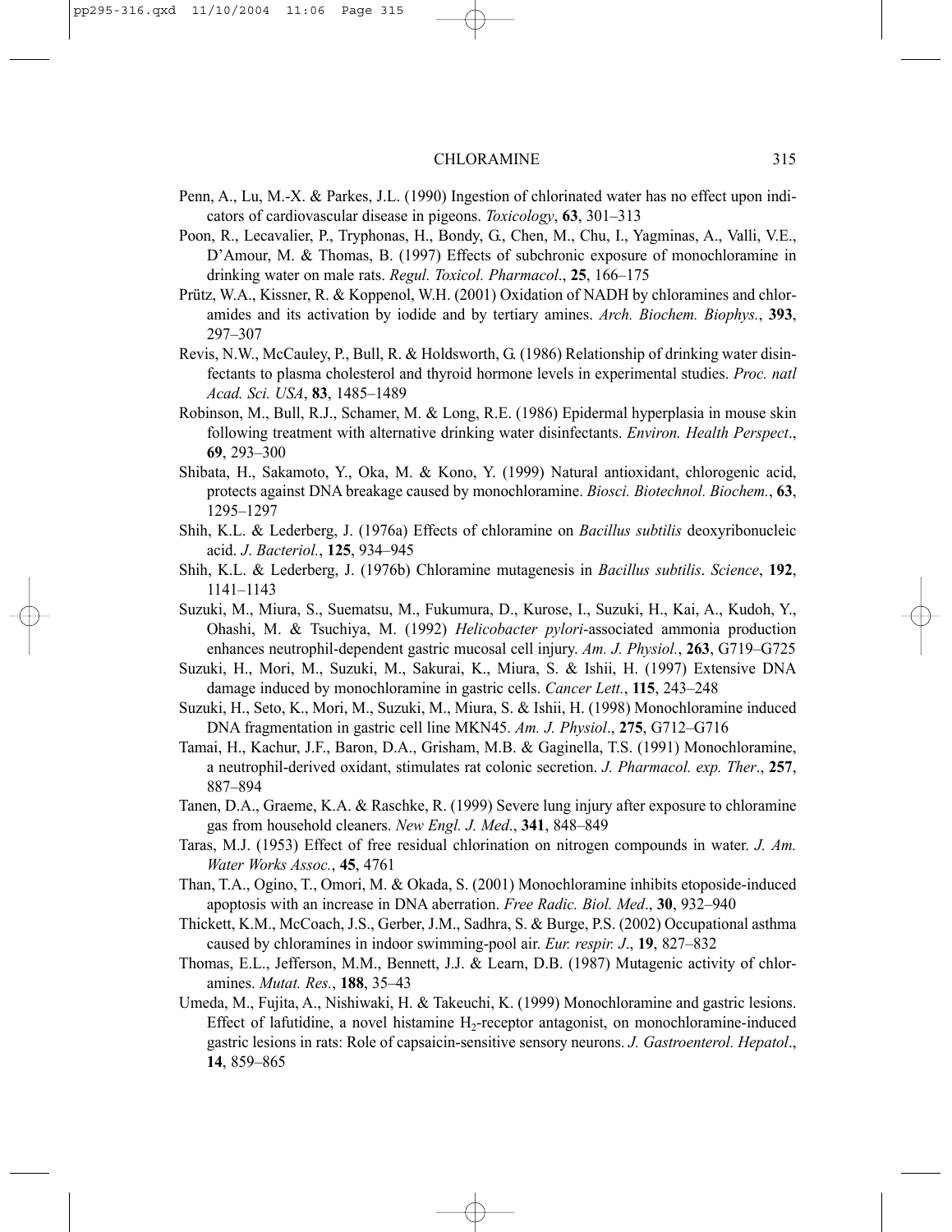Penn, A., Lu, M.-X. & Parkes, J.L. (1990) Ingestion of chlorinated water has no effect upon indicators of cardiovascular disease in pigeons. *Toxicology*, **63**, 301–313

Poon, R., Lecavalier, P., Tryphonas, H., Bondy, G., Chen, M., Chu, I., Yagminas, A., Valli, V.E., D'Amour, M. & Thomas, B. (1997) Effects of subchronic exposure of monochloramine in drinking water on male rats. *Regul. Toxicol. Pharmacol*., **25**, 166–175

Prütz, W.A., Kissner, R. & Koppenol, W.H. (2001) Oxidation of NADH by chloramines and chloramides and its activation by iodide and by tertiary amines. *Arch. Biochem. Biophys.*, **393**, 297–307

Revis, N.W., McCauley, P., Bull, R. & Holdsworth, G. (1986) Relationship of drinking water disinfectants to plasma cholesterol and thyroid hormone levels in experimental studies. *Proc. natl Acad. Sci. USA*, **83**, 1485–1489

Robinson, M., Bull, R.J., Schamer, M. & Long, R.E. (1986) Epidermal hyperplasia in mouse skin following treatment with alternative drinking water disinfectants. *Environ. Health Perspect*., **69**, 293–300

Shibata, H., Sakamoto, Y., Oka, M. & Kono, Y. (1999) Natural antioxidant, chlorogenic acid, protects against DNA breakage caused by monochloramine. *Biosci. Biotechnol. Biochem.*, **63**, 1295–1297

Shih, K.L. & Lederberg, J. (1976a) Effects of chloramine on *Bacillus subtilis* deoxyribonucleic acid. *J. Bacteriol.*, **125**, 934–945

Shih, K.L. & Lederberg, J. (1976b) Chloramine mutagenesis in *Bacillus subtilis*. *Science*, **192**, 1141–1143

Suzuki, M., Miura, S., Suematsu, M., Fukumura, D., Kurose, I., Suzuki, H., Kai, A., Kudoh, Y., Ohashi, M. & Tsuchiya, M. (1992) *Helicobacter pylori*-associated ammonia production enhances neutrophil-dependent gastric mucosal cell injury. *Am. J. Physiol.*, **263**, G719–G725

Suzuki, H., Mori, M., Suzuki, M., Sakurai, K., Miura, S. & Ishii, H. (1997) Extensive DNA damage induced by monochloramine in gastric cells. *Cancer Lett.*, **115**, 243–248

Suzuki, H., Seto, K., Mori, M., Suzuki, M., Miura, S. & Ishii, H. (1998) Monochloramine induced DNA fragmentation in gastric cell line MKN45. *Am. J. Physiol*., **275**, G712–G716

Tamai, H., Kachur, J.F., Baron, D.A., Grisham, M.B. & Gaginella, T.S. (1991) Monochloramine, a neutrophil-derived oxidant, stimulates rat colonic secretion. *J. Pharmacol. exp. Ther*., **257**, 887–894

Tanen, D.A., Graeme, K.A. & Raschke, R. (1999) Severe lung injury after exposure to chloramine gas from household cleaners. *New Engl. J. Med*., **341**, 848–849

Taras, M.J. (1953) Effect of free residual chlorination on nitrogen compounds in water. *J. Am. Water Works Assoc.*, **45**, 4761

Than, T.A., Ogino, T., Omori, M. & Okada, S. (2001) Monochloramine inhibits etoposide-induced apoptosis with an increase in DNA aberration. *Free Radic. Biol. Med*., **30**, 932–940

Thickett, K.M., McCoach, J.S., Gerber, J.M., Sadhra, S. & Burge, P.S. (2002) Occupational asthma caused by chloramines in indoor swimming-pool air. *Eur. respir. J*., **19**, 827–832

Thomas, E.L., Jefferson, M.M., Bennett, J.J. & Learn, D.B. (1987) Mutagenic activity of chloramines. *Mutat. Res.*, **188**, 35–43

Umeda, M., Fujita, A., Nishiwaki, H. & Takeuchi, K. (1999) Monochloramine and gastric lesions. Effect of lafutidine, a novel histamine $H_2$-receptor antagonist, on monochloramine-induced gastric lesions in rats: Role of capsaicin-sensitive sensory neurons. *J. Gastroenterol. Hepatol*., **14**, 859–865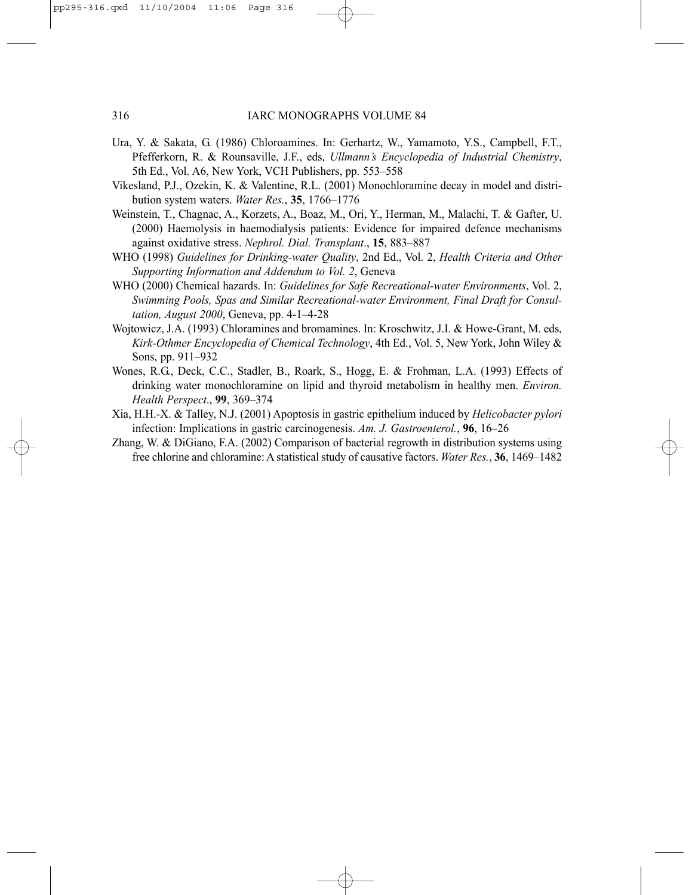Ura, Y. & Sakata, G. (1986) Chloroamines. In: Gerhartz, W., Yamamoto, Y.S., Campbell, F.T., Pfefferkorn, R. & Rounsaville, J.F., eds, *Ullmann's Encyclopedia of Industrial Chemistry*, 5th Ed., Vol. A6, New York, VCH Publishers, pp. 553–558

Vikesland, P.J., Ozekin, K. & Valentine, R.L. (2001) Monochloramine decay in model and distribution system waters. *Water Res.*, **35**, 1766–1776

Weinstein, T., Chagnac, A., Korzets, A., Boaz, M., Ori, Y., Herman, M., Malachi, T. & Gafter, U. (2000) Haemolysis in haemodialysis patients: Evidence for impaired defence mechanisms against oxidative stress. *Nephrol. Dial. Transplant*., **15**, 883–887

WHO (1998) *Guidelines for Drinking-water Quality*, 2nd Ed., Vol. 2, *Health Criteria and Other Supporting Information and Addendum to Vol. 2*, Geneva

WHO (2000) Chemical hazards. In: *Guidelines for Safe Recreational-water Environments*, Vol. 2, *Swimming Pools, Spas and Similar Recreational-water Environment, Final Draft for Consultation, August 2000*, Geneva, pp. 4-1–4-28

Wojtowicz, J.A. (1993) Chloramines and bromamines. In: Kroschwitz, J.I. & Howe-Grant, M. eds, *Kirk-Othmer Encyclopedia of Chemical Technology*, 4th Ed., Vol. 5, New York, John Wiley & Sons, pp. 911–932

Wones, R.G., Deck, C.C., Stadler, B., Roark, S., Hogg, E. & Frohman, L.A. (1993) Effects of drinking water monochloramine on lipid and thyroid metabolism in healthy men. *Environ. Health Perspect*., **99**, 369–374

Xia, H.H.-X. & Talley, N.J. (2001) Apoptosis in gastric epithelium induced by *Helicobacter pylori* infection: Implications in gastric carcinogenesis. *Am. J. Gastroenterol.*, **96**, 16–26

Zhang, W. & DiGiano, F.A. (2002) Comparison of bacterial regrowth in distribution systems using free chlorine and chloramine: A statistical study of causative factors. *Water Res.*, **36**, 1469–1482